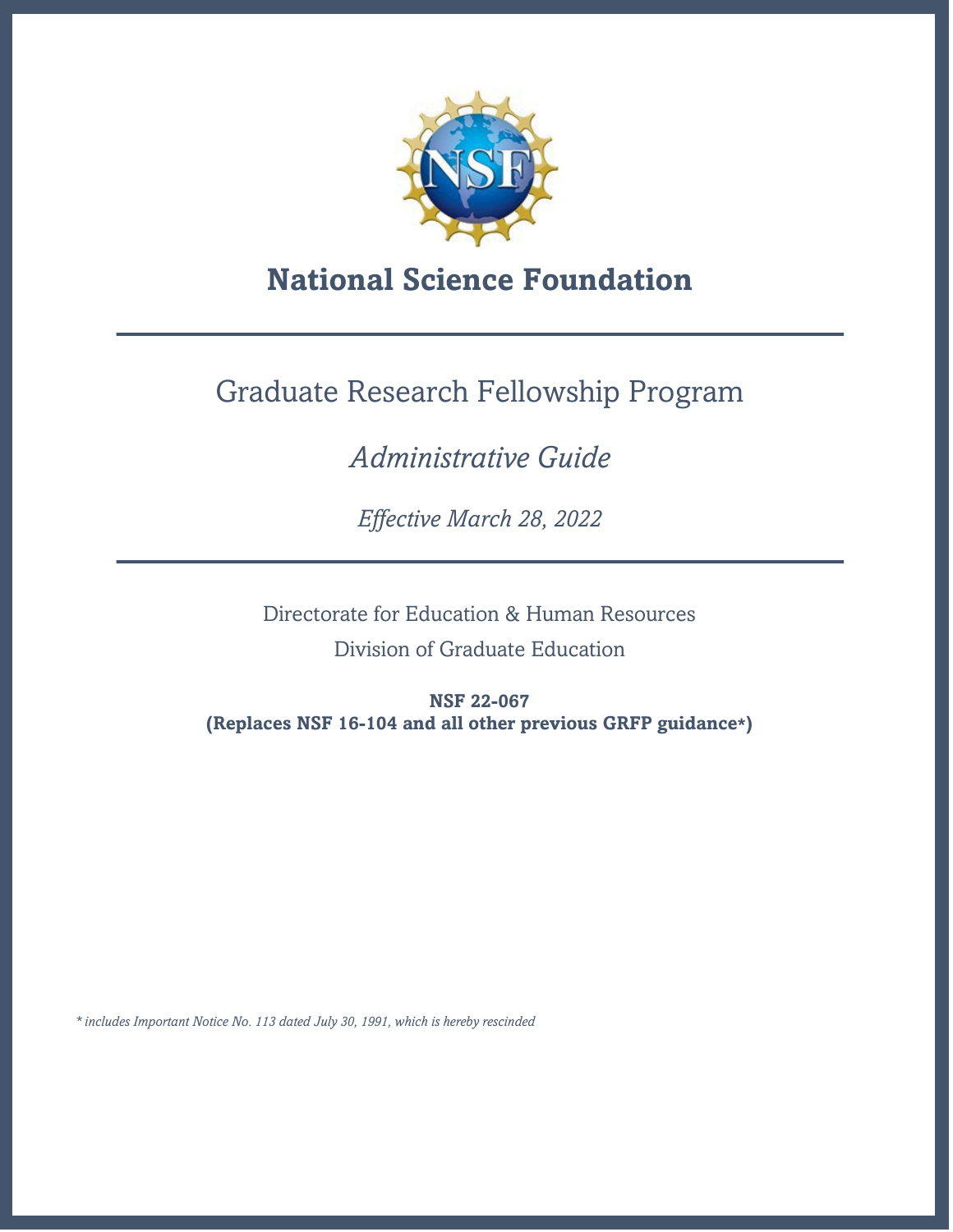# National Science Foundation

## Graduate Research Fellowship Program

*Administrative Guide*

*Effective March 28, 2022*

Directorate for Education & Human Resources

Division of Graduate Education

**NSF 22-067**
**(Replaces NSF 16-104 and all other previous GRFP guidance*)**

*\* includes Important Notice No. 113 dated July 30, 1991, which is hereby rescinded*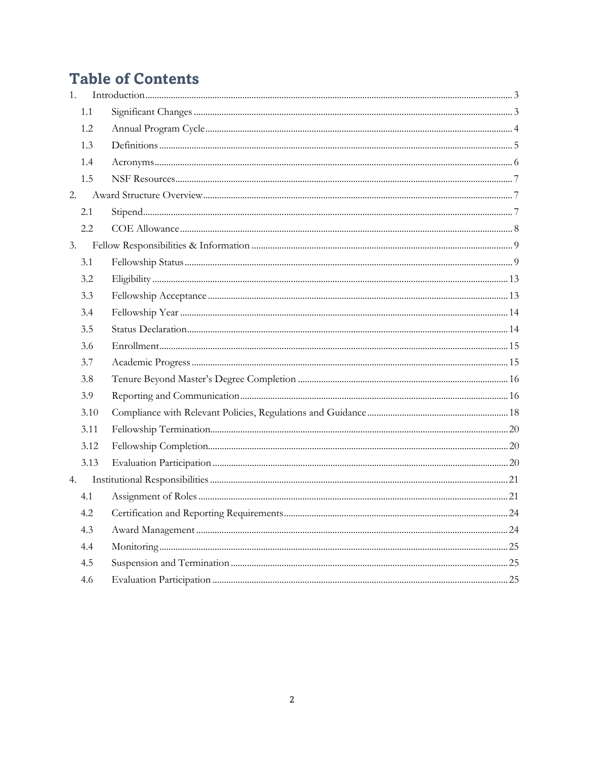# Table of Contents

1. Introduction ..... 3
   - 1.1 Significant Changes ..... 3
   - 1.2 Annual Program Cycle ..... 4
   - 1.3 Definitions ..... 5
   - 1.4 Acronyms ..... 6
   - 1.5 NSF Resources ..... 7
2. Award Structure Overview ..... 7
   - 2.1 Stipend ..... 7
   - 2.2 COE Allowance ..... 8
3. Fellow Responsibilities & Information ..... 9
   - 3.1 Fellowship Status ..... 9
   - 3.2 Eligibility ..... 13
   - 3.3 Fellowship Acceptance ..... 13
   - 3.4 Fellowship Year ..... 14
   - 3.5 Status Declaration ..... 14
   - 3.6 Enrollment ..... 15
   - 3.7 Academic Progress ..... 15
   - 3.8 Tenure Beyond Master's Degree Completion ..... 16
   - 3.9 Reporting and Communication ..... 16
   - 3.10 Compliance with Relevant Policies, Regulations and Guidance ..... 18
   - 3.11 Fellowship Termination ..... 20
   - 3.12 Fellowship Completion ..... 20
   - 3.13 Evaluation Participation ..... 20
4. Institutional Responsibilities ..... 21
   - 4.1 Assignment of Roles ..... 21
   - 4.2 Certification and Reporting Requirements ..... 24
   - 4.3 Award Management ..... 24
   - 4.4 Monitoring ..... 25
   - 4.5 Suspension and Termination ..... 25
   - 4.6 Evaluation Participation ..... 25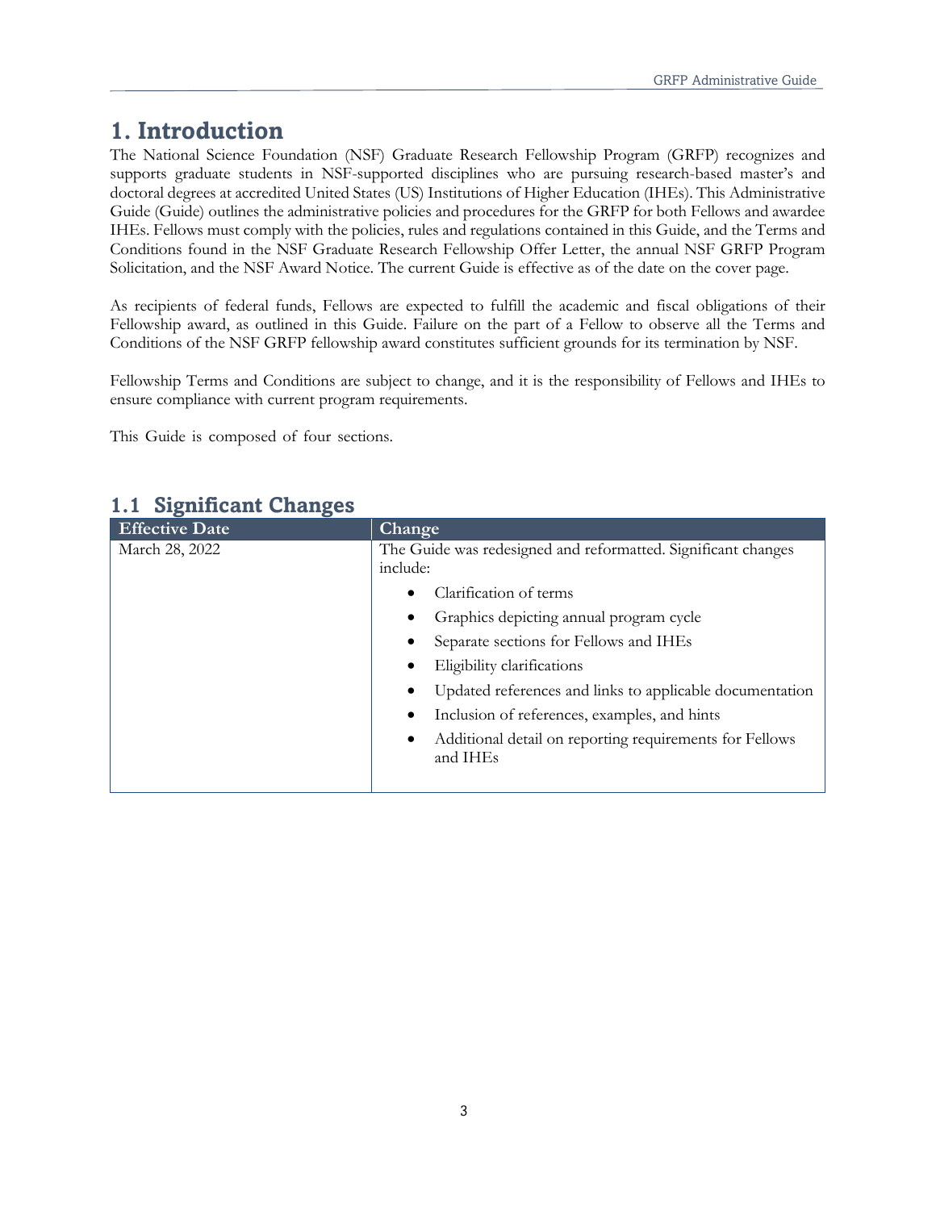# 1. Introduction

The National Science Foundation (NSF) Graduate Research Fellowship Program (GRFP) recognizes and supports graduate students in NSF-supported disciplines who are pursuing research-based master's and doctoral degrees at accredited United States (US) Institutions of Higher Education (IHEs). This Administrative Guide (Guide) outlines the administrative policies and procedures for the GRFP for both Fellows and awardee IHEs. Fellows must comply with the policies, rules and regulations contained in this Guide, and the Terms and Conditions found in the NSF Graduate Research Fellowship Offer Letter, the annual NSF GRFP Program Solicitation, and the NSF Award Notice. The current Guide is effective as of the date on the cover page.

As recipients of federal funds, Fellows are expected to fulfill the academic and fiscal obligations of their Fellowship award, as outlined in this Guide. Failure on the part of a Fellow to observe all the Terms and Conditions of the NSF GRFP fellowship award constitutes sufficient grounds for its termination by NSF.

Fellowship Terms and Conditions are subject to change, and it is the responsibility of Fellows and IHEs to ensure compliance with current program requirements.

This Guide is composed of four sections.

## 1.1 Significant Changes

| Effective Date | Change |
|---|---|
| March 28, 2022 | The Guide was redesigned and reformatted. Significant changes include:<br>• Clarification of terms<br>• Graphics depicting annual program cycle<br>• Separate sections for Fellows and IHEs<br>• Eligibility clarifications<br>• Updated references and links to applicable documentation<br>• Inclusion of references, examples, and hints<br>• Additional detail on reporting requirements for Fellows and IHEs |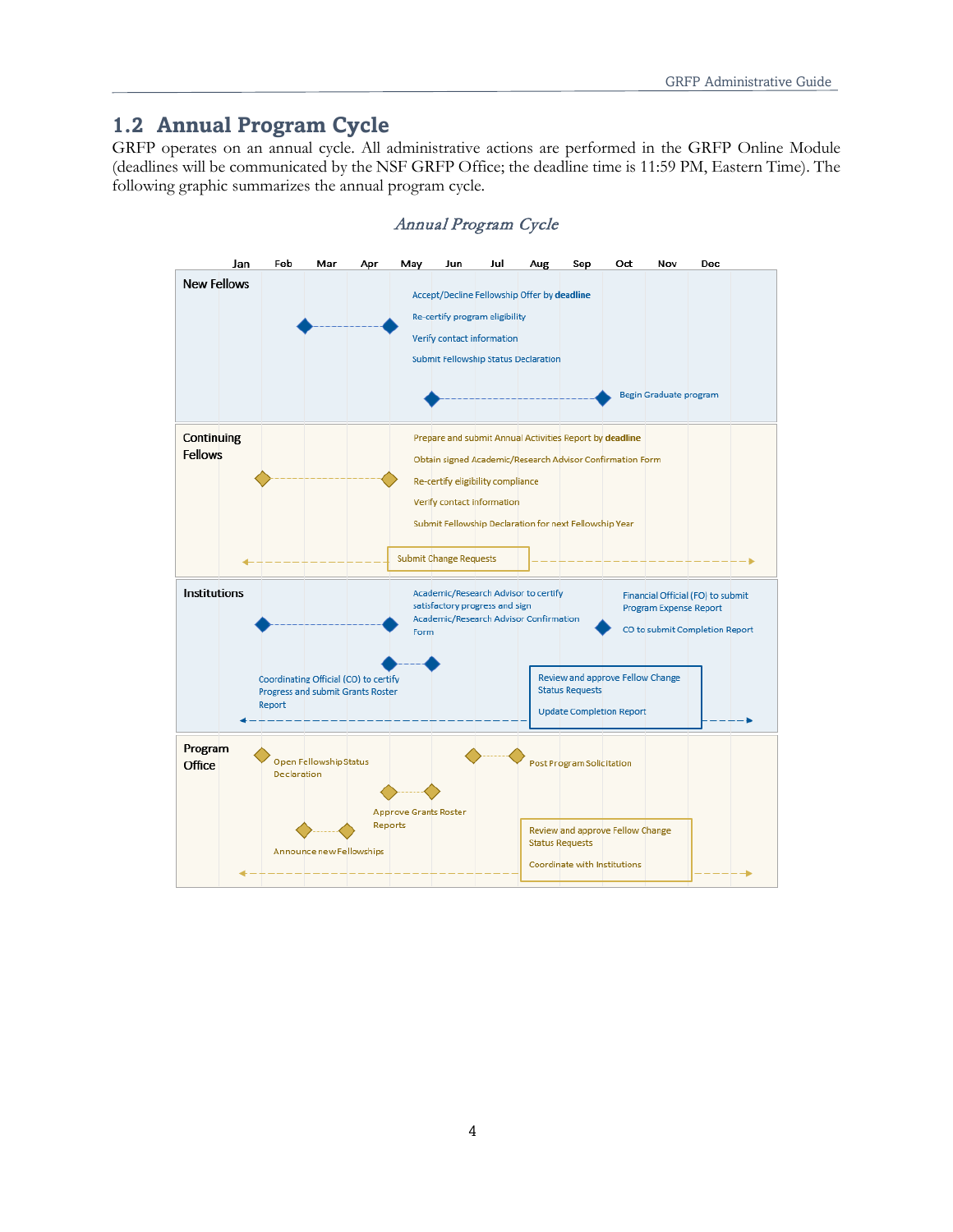## 1.2 Annual Program Cycle

GRFP operates on an annual cycle. All administrative actions are performed in the GRFP Online Module (deadlines will be communicated by the NSF GRFP Office; the deadline time is 11:59 PM, Eastern Time). The following graphic summarizes the annual program cycle.

*Annual Program Cycle*

Jan Feb Mar Apr May Jun Jul Aug Sep Oct Nov Dec

**New Fellows**

- Accept/Decline Fellowship Offer by **deadline**
- Re-certify program eligibility
- Verify contact information
- Submit Fellowship Status Declaration
- Begin Graduate program

**Continuing Fellows**

- Prepare and submit Annual Activities Report by **deadline**
- Obtain signed Academic/Research Advisor Confirmation Form
- Re-certify eligibility compliance
- Verify contact information
- Submit Fellowship Declaration for next Fellowship Year
- Submit Change Requests

**Institutions**

- Academic/Research Advisor to certify satisfactory progress and sign Academic/Research Advisor Confirmation Form
- Financial Official (FO) to submit Program Expense Report
- CO to submit Completion Report
- Coordinating Official (CO) to certify Progress and submit Grants Roster Report
- Review and approve Fellow Change Status Requests
- Update Completion Report

**Program Office**

- Open Fellowship Status Declaration
- Post Program Solicitation
- Approve Grants Roster Reports
- Announce new Fellowships
- Review and approve Fellow Change Status Requests
- Coordinate with Institutions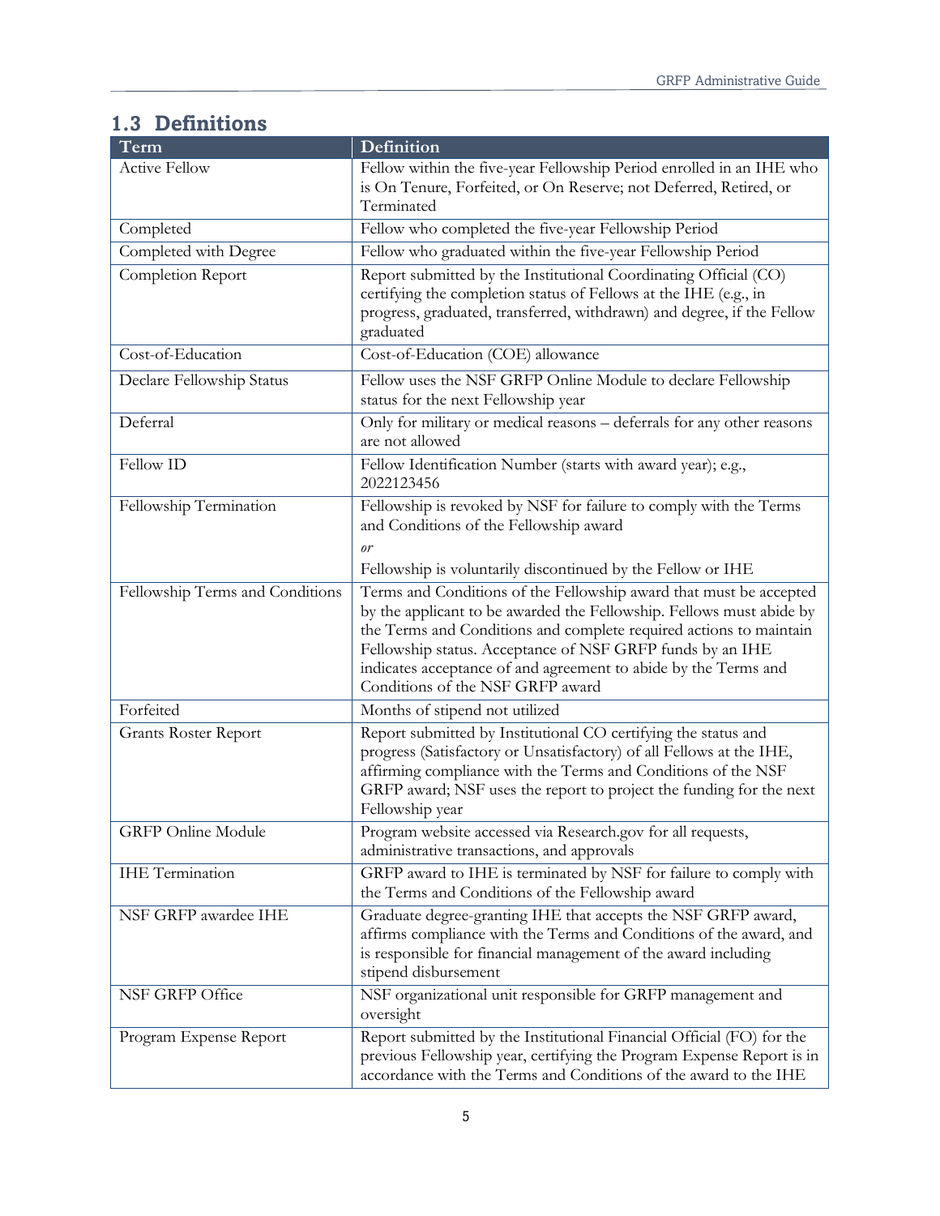## 1.3 Definitions

| Term | Definition |
|---|---|
| Active Fellow | Fellow within the five-year Fellowship Period enrolled in an IHE who is On Tenure, Forfeited, or On Reserve; not Deferred, Retired, or Terminated |
| Completed | Fellow who completed the five-year Fellowship Period |
| Completed with Degree | Fellow who graduated within the five-year Fellowship Period |
| Completion Report | Report submitted by the Institutional Coordinating Official (CO) certifying the completion status of Fellows at the IHE (e.g., in progress, graduated, transferred, withdrawn) and degree, if the Fellow graduated |
| Cost-of-Education | Cost-of-Education (COE) allowance |
| Declare Fellowship Status | Fellow uses the NSF GRFP Online Module to declare Fellowship status for the next Fellowship year |
| Deferral | Only for military or medical reasons – deferrals for any other reasons are not allowed |
| Fellow ID | Fellow Identification Number (starts with award year); e.g., 2022123456 |
| Fellowship Termination | Fellowship is revoked by NSF for failure to comply with the Terms and Conditions of the Fellowship award *or* Fellowship is voluntarily discontinued by the Fellow or IHE |
| Fellowship Terms and Conditions | Terms and Conditions of the Fellowship award that must be accepted by the applicant to be awarded the Fellowship. Fellows must abide by the Terms and Conditions and complete required actions to maintain Fellowship status. Acceptance of NSF GRFP funds by an IHE indicates acceptance of and agreement to abide by the Terms and Conditions of the NSF GRFP award |
| Forfeited | Months of stipend not utilized |
| Grants Roster Report | Report submitted by Institutional CO certifying the status and progress (Satisfactory or Unsatisfactory) of all Fellows at the IHE, affirming compliance with the Terms and Conditions of the NSF GRFP award; NSF uses the report to project the funding for the next Fellowship year |
| GRFP Online Module | Program website accessed via Research.gov for all requests, administrative transactions, and approvals |
| IHE Termination | GRFP award to IHE is terminated by NSF for failure to comply with the Terms and Conditions of the Fellowship award |
| NSF GRFP awardee IHE | Graduate degree-granting IHE that accepts the NSF GRFP award, affirms compliance with the Terms and Conditions of the award, and is responsible for financial management of the award including stipend disbursement |
| NSF GRFP Office | NSF organizational unit responsible for GRFP management and oversight |
| Program Expense Report | Report submitted by the Institutional Financial Official (FO) for the previous Fellowship year, certifying the Program Expense Report is in accordance with the Terms and Conditions of the award to the IHE |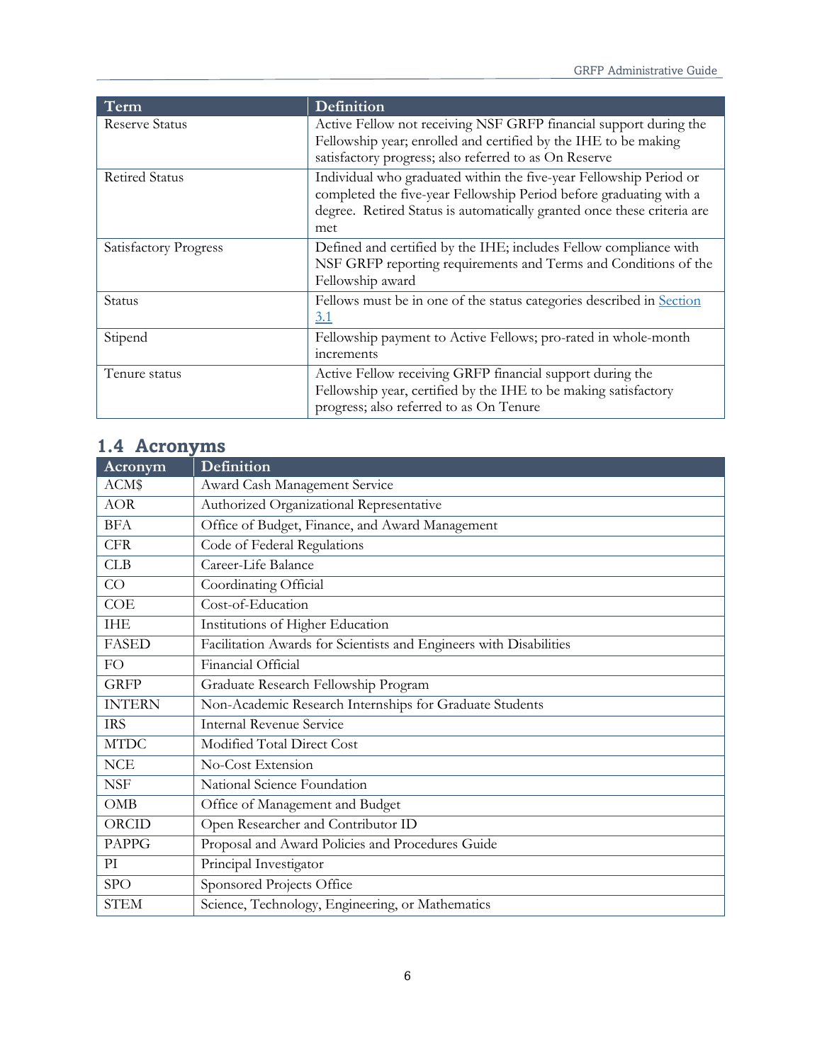| Term | Definition |
| --- | --- |
| Reserve Status | Active Fellow not receiving NSF GRFP financial support during the Fellowship year; enrolled and certified by the IHE to be making satisfactory progress; also referred to as On Reserve |
| Retired Status | Individual who graduated within the five-year Fellowship Period or completed the five-year Fellowship Period before graduating with a degree. Retired Status is automatically granted once these criteria are met |
| Satisfactory Progress | Defined and certified by the IHE; includes Fellow compliance with NSF GRFP reporting requirements and Terms and Conditions of the Fellowship award |
| Status | Fellows must be in one of the status categories described in Section 3.1 |
| Stipend | Fellowship payment to Active Fellows; pro-rated in whole-month increments |
| Tenure status | Active Fellow receiving GRFP financial support during the Fellowship year, certified by the IHE to be making satisfactory progress; also referred to as On Tenure |

## 1.4 Acronyms

| Acronym | Definition |
| --- | --- |
| ACM$ | Award Cash Management Service |
| AOR | Authorized Organizational Representative |
| BFA | Office of Budget, Finance, and Award Management |
| CFR | Code of Federal Regulations |
| CLB | Career-Life Balance |
| CO | Coordinating Official |
| COE | Cost-of-Education |
| IHE | Institutions of Higher Education |
| FASED | Facilitation Awards for Scientists and Engineers with Disabilities |
| FO | Financial Official |
| GRFP | Graduate Research Fellowship Program |
| INTERN | Non-Academic Research Internships for Graduate Students |
| IRS | Internal Revenue Service |
| MTDC | Modified Total Direct Cost |
| NCE | No-Cost Extension |
| NSF | National Science Foundation |
| OMB | Office of Management and Budget |
| ORCID | Open Researcher and Contributor ID |
| PAPPG | Proposal and Award Policies and Procedures Guide |
| PI | Principal Investigator |
| SPO | Sponsored Projects Office |
| STEM | Science, Technology, Engineering, or Mathematics |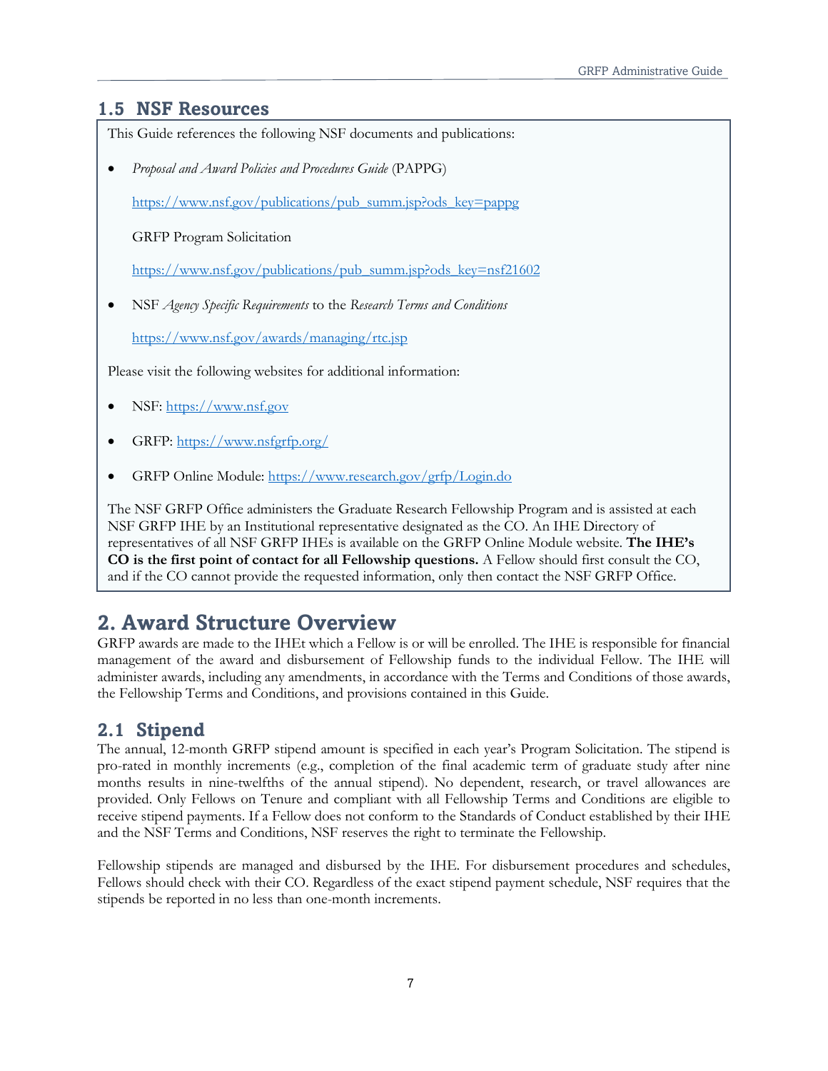## 1.5 NSF Resources

This Guide references the following NSF documents and publications:

- *Proposal and Award Policies and Procedures Guide* (PAPPG)

  https://www.nsf.gov/publications/pub_summ.jsp?ods_key=pappg

  GRFP Program Solicitation

  https://www.nsf.gov/publications/pub_summ.jsp?ods_key=nsf21602

- NSF *Agency Specific Requirements* to the *Research Terms and Conditions*

  https://www.nsf.gov/awards/managing/rtc.jsp

Please visit the following websites for additional information:

- NSF: https://www.nsf.gov
- GRFP: https://www.nsfgrfp.org/
- GRFP Online Module: https://www.research.gov/grfp/Login.do

The NSF GRFP Office administers the Graduate Research Fellowship Program and is assisted at each NSF GRFP IHE by an Institutional representative designated as the CO. An IHE Directory of representatives of all NSF GRFP IHEs is available on the GRFP Online Module website. **The IHE's CO is the first point of contact for all Fellowship questions.** A Fellow should first consult the CO, and if the CO cannot provide the requested information, only then contact the NSF GRFP Office.

# 2. Award Structure Overview

GRFP awards are made to the IHEt which a Fellow is or will be enrolled. The IHE is responsible for financial management of the award and disbursement of Fellowship funds to the individual Fellow. The IHE will administer awards, including any amendments, in accordance with the Terms and Conditions of those awards, the Fellowship Terms and Conditions, and provisions contained in this Guide.

## 2.1 Stipend

The annual, 12-month GRFP stipend amount is specified in each year's Program Solicitation. The stipend is pro-rated in monthly increments (e.g., completion of the final academic term of graduate study after nine months results in nine-twelfths of the annual stipend). No dependent, research, or travel allowances are provided. Only Fellows on Tenure and compliant with all Fellowship Terms and Conditions are eligible to receive stipend payments. If a Fellow does not conform to the Standards of Conduct established by their IHE and the NSF Terms and Conditions, NSF reserves the right to terminate the Fellowship.

Fellowship stipends are managed and disbursed by the IHE. For disbursement procedures and schedules, Fellows should check with their CO. Regardless of the exact stipend payment schedule, NSF requires that the stipends be reported in no less than one-month increments.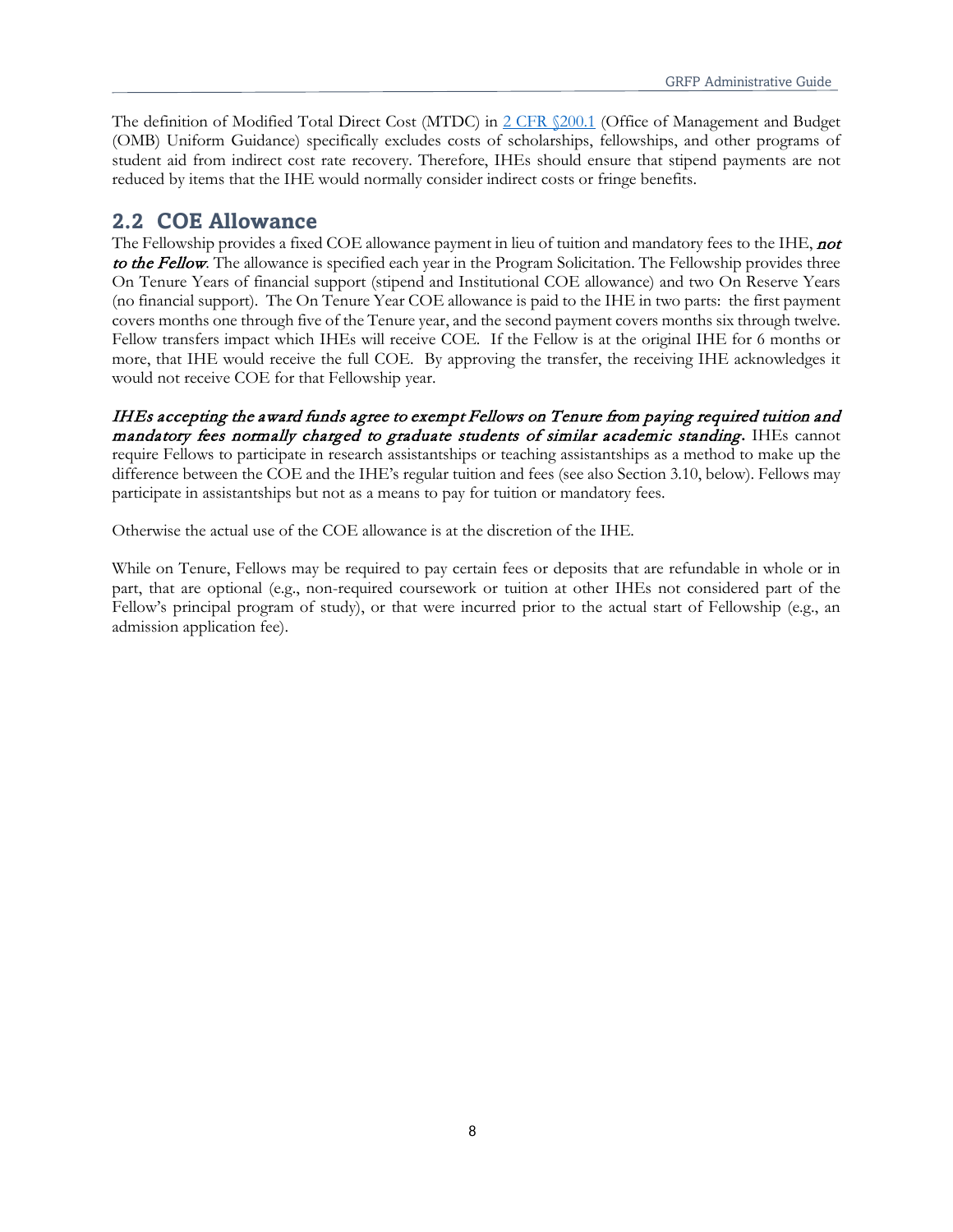The definition of Modified Total Direct Cost (MTDC) in [2 CFR §200.1](https://www.ecfr.gov/current/title-2/section-200.1) (Office of Management and Budget (OMB) Uniform Guidance) specifically excludes costs of scholarships, fellowships, and other programs of student aid from indirect cost rate recovery. Therefore, IHEs should ensure that stipend payments are not reduced by items that the IHE would normally consider indirect costs or fringe benefits.

## 2.2 COE Allowance

The Fellowship provides a fixed COE allowance payment in lieu of tuition and mandatory fees to the IHE, ***not to the Fellow***. The allowance is specified each year in the Program Solicitation. The Fellowship provides three On Tenure Years of financial support (stipend and Institutional COE allowance) and two On Reserve Years (no financial support). The On Tenure Year COE allowance is paid to the IHE in two parts: the first payment covers months one through five of the Tenure year, and the second payment covers months six through twelve. Fellow transfers impact which IHEs will receive COE. If the Fellow is at the original IHE for 6 months or more, that IHE would receive the full COE. By approving the transfer, the receiving IHE acknowledges it would not receive COE for that Fellowship year.

***IHEs accepting the award funds agree to exempt Fellows on Tenure from paying required tuition and mandatory fees normally charged to graduate students of similar academic standing.*** IHEs cannot require Fellows to participate in research assistantships or teaching assistantships as a method to make up the difference between the COE and the IHE's regular tuition and fees (see also Section 3.10, below). Fellows may participate in assistantships but not as a means to pay for tuition or mandatory fees.

Otherwise the actual use of the COE allowance is at the discretion of the IHE.

While on Tenure, Fellows may be required to pay certain fees or deposits that are refundable in whole or in part, that are optional (e.g., non-required coursework or tuition at other IHEs not considered part of the Fellow's principal program of study), or that were incurred prior to the actual start of Fellowship (e.g., an admission application fee).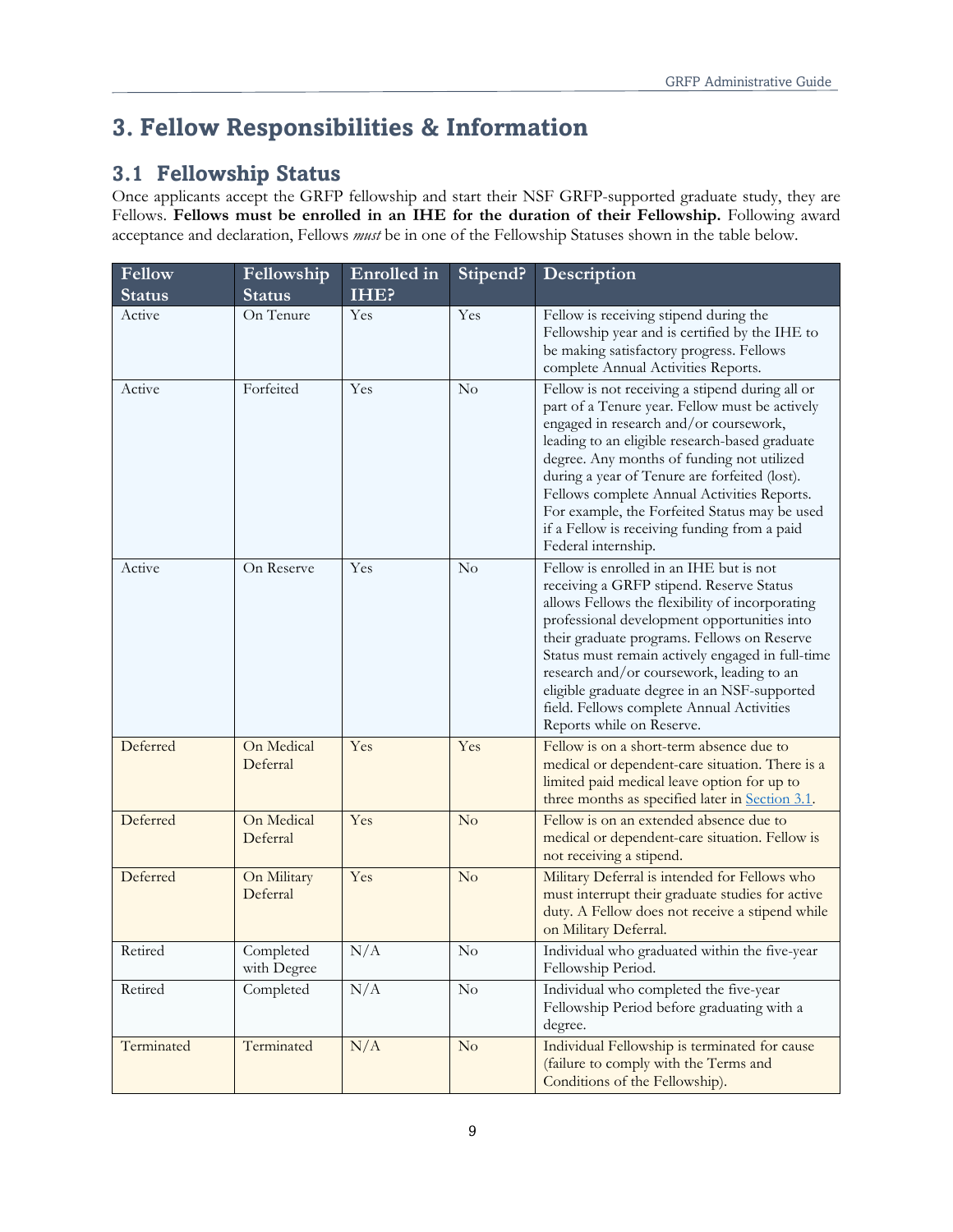# 3. Fellow Responsibilities & Information

## 3.1 Fellowship Status

Once applicants accept the GRFP fellowship and start their NSF GRFP-supported graduate study, they are Fellows. **Fellows must be enrolled in an IHE for the duration of their Fellowship.** Following award acceptance and declaration, Fellows *must* be in one of the Fellowship Statuses shown in the table below.

| Fellow Status | Fellowship Status | Enrolled in IHE? | Stipend? | Description |
|---|---|---|---|---|
| Active | On Tenure | Yes | Yes | Fellow is receiving stipend during the Fellowship year and is certified by the IHE to be making satisfactory progress. Fellows complete Annual Activities Reports. |
| Active | Forfeited | Yes | No | Fellow is not receiving a stipend during all or part of a Tenure year. Fellow must be actively engaged in research and/or coursework, leading to an eligible research-based graduate degree. Any months of funding not utilized during a year of Tenure are forfeited (lost). Fellows complete Annual Activities Reports. For example, the Forfeited Status may be used if a Fellow is receiving funding from a paid Federal internship. |
| Active | On Reserve | Yes | No | Fellow is enrolled in an IHE but is not receiving a GRFP stipend. Reserve Status allows Fellows the flexibility of incorporating professional development opportunities into their graduate programs. Fellows on Reserve Status must remain actively engaged in full-time research and/or coursework, leading to an eligible graduate degree in an NSF-supported field. Fellows complete Annual Activities Reports while on Reserve. |
| Deferred | On Medical Deferral | Yes | Yes | Fellow is on a short-term absence due to medical or dependent-care situation. There is a limited paid medical leave option for up to three months as specified later in Section 3.1. |
| Deferred | On Medical Deferral | Yes | No | Fellow is on an extended absence due to medical or dependent-care situation. Fellow is not receiving a stipend. |
| Deferred | On Military Deferral | Yes | No | Military Deferral is intended for Fellows who must interrupt their graduate studies for active duty. A Fellow does not receive a stipend while on Military Deferral. |
| Retired | Completed with Degree | N/A | No | Individual who graduated within the five-year Fellowship Period. |
| Retired | Completed | N/A | No | Individual who completed the five-year Fellowship Period before graduating with a degree. |
| Terminated | Terminated | N/A | No | Individual Fellowship is terminated for cause (failure to comply with the Terms and Conditions of the Fellowship). |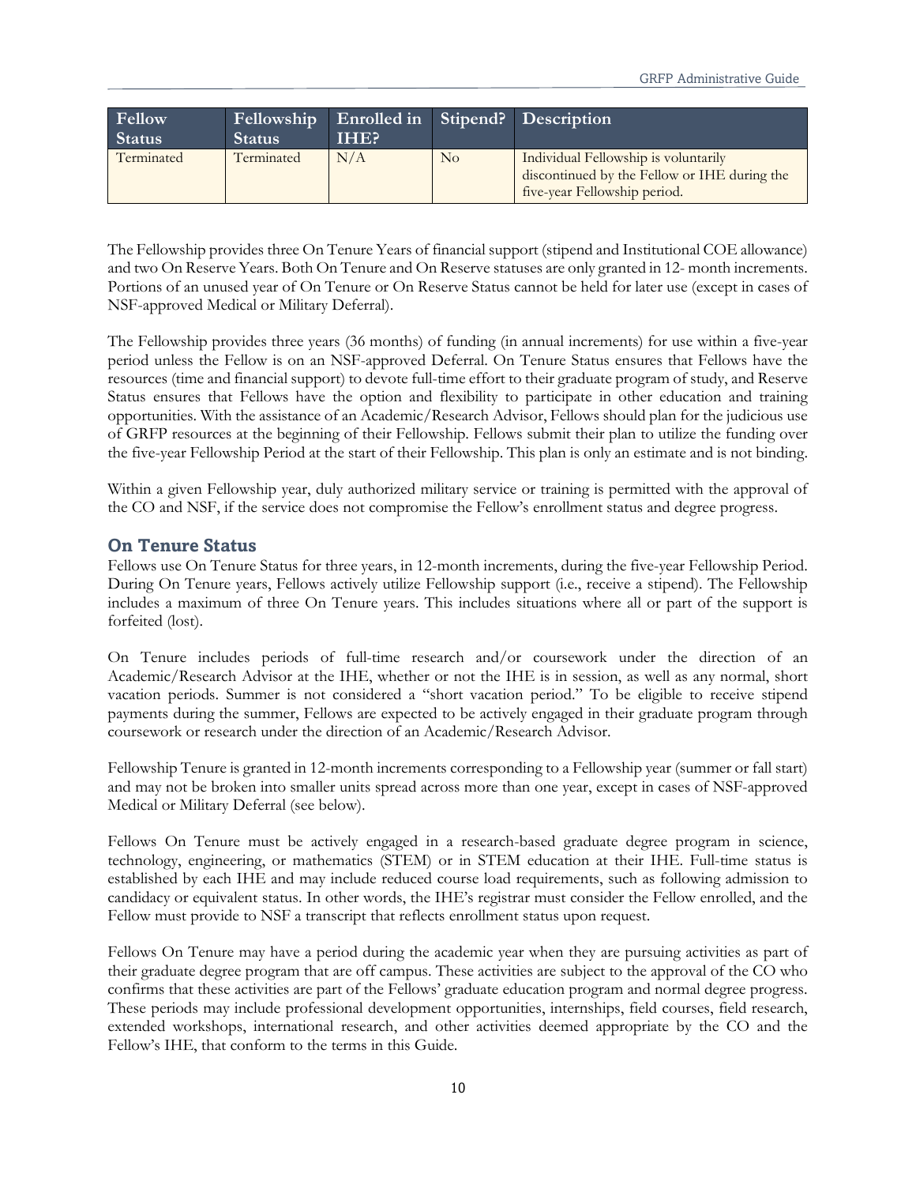| Fellow Status | Fellowship Status | Enrolled in IHE? | Stipend? | Description |
|---|---|---|---|---|
| Terminated | Terminated | N/A | No | Individual Fellowship is voluntarily discontinued by the Fellow or IHE during the five-year Fellowship period. |

The Fellowship provides three On Tenure Years of financial support (stipend and Institutional COE allowance) and two On Reserve Years. Both On Tenure and On Reserve statuses are only granted in 12- month increments. Portions of an unused year of On Tenure or On Reserve Status cannot be held for later use (except in cases of NSF-approved Medical or Military Deferral).

The Fellowship provides three years (36 months) of funding (in annual increments) for use within a five-year period unless the Fellow is on an NSF-approved Deferral. On Tenure Status ensures that Fellows have the resources (time and financial support) to devote full-time effort to their graduate program of study, and Reserve Status ensures that Fellows have the option and flexibility to participate in other education and training opportunities. With the assistance of an Academic/Research Advisor, Fellows should plan for the judicious use of GRFP resources at the beginning of their Fellowship. Fellows submit their plan to utilize the funding over the five-year Fellowship Period at the start of their Fellowship. This plan is only an estimate and is not binding.

Within a given Fellowship year, duly authorized military service or training is permitted with the approval of the CO and NSF, if the service does not compromise the Fellow's enrollment status and degree progress.

## On Tenure Status

Fellows use On Tenure Status for three years, in 12-month increments, during the five-year Fellowship Period. During On Tenure years, Fellows actively utilize Fellowship support (i.e., receive a stipend). The Fellowship includes a maximum of three On Tenure years. This includes situations where all or part of the support is forfeited (lost).

On Tenure includes periods of full-time research and/or coursework under the direction of an Academic/Research Advisor at the IHE, whether or not the IHE is in session, as well as any normal, short vacation periods. Summer is not considered a "short vacation period." To be eligible to receive stipend payments during the summer, Fellows are expected to be actively engaged in their graduate program through coursework or research under the direction of an Academic/Research Advisor.

Fellowship Tenure is granted in 12-month increments corresponding to a Fellowship year (summer or fall start) and may not be broken into smaller units spread across more than one year, except in cases of NSF-approved Medical or Military Deferral (see below).

Fellows On Tenure must be actively engaged in a research-based graduate degree program in science, technology, engineering, or mathematics (STEM) or in STEM education at their IHE. Full-time status is established by each IHE and may include reduced course load requirements, such as following admission to candidacy or equivalent status. In other words, the IHE's registrar must consider the Fellow enrolled, and the Fellow must provide to NSF a transcript that reflects enrollment status upon request.

Fellows On Tenure may have a period during the academic year when they are pursuing activities as part of their graduate degree program that are off campus. These activities are subject to the approval of the CO who confirms that these activities are part of the Fellows' graduate education program and normal degree progress. These periods may include professional development opportunities, internships, field courses, field research, extended workshops, international research, and other activities deemed appropriate by the CO and the Fellow's IHE, that conform to the terms in this Guide.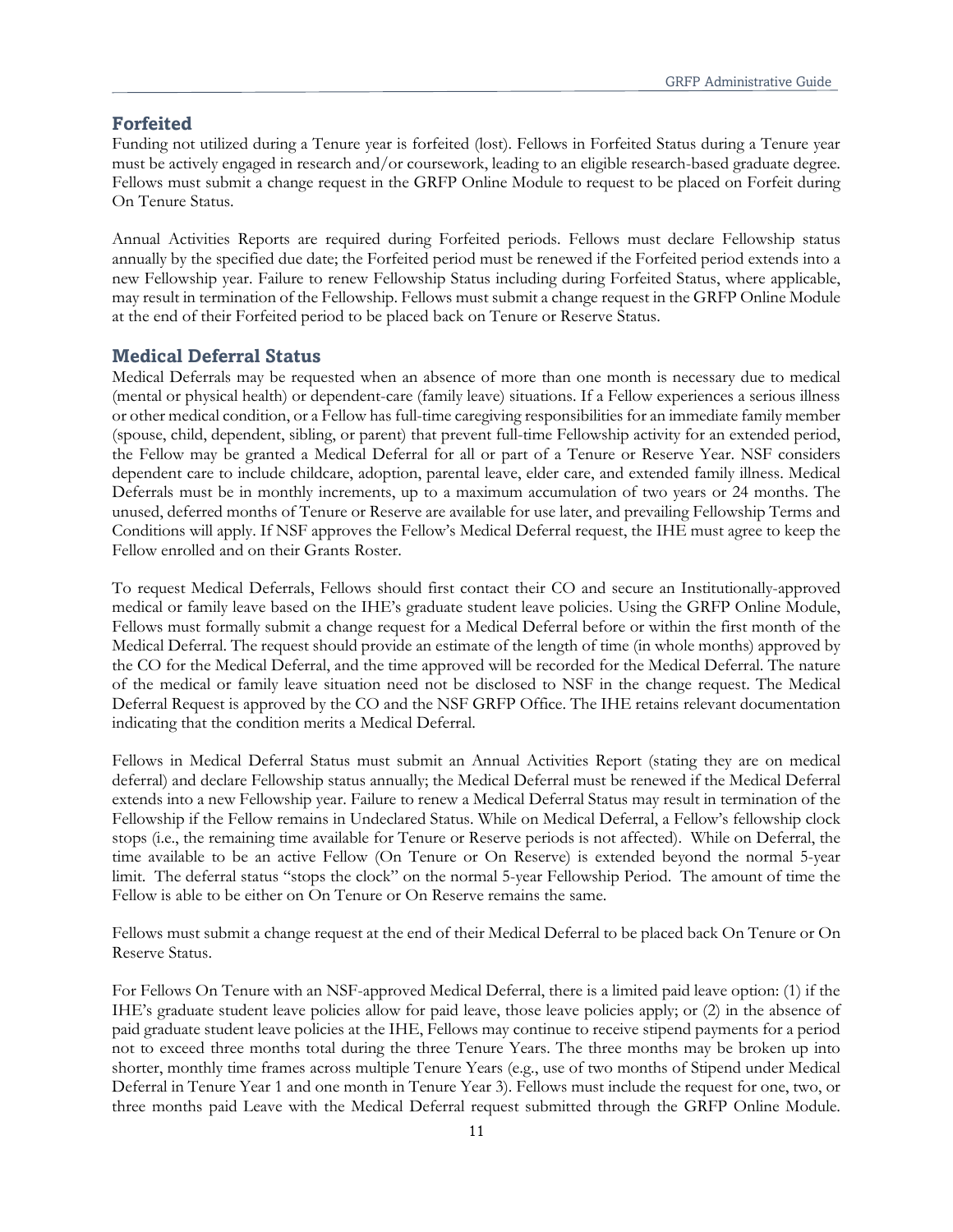## Forfeited

Funding not utilized during a Tenure year is forfeited (lost). Fellows in Forfeited Status during a Tenure year must be actively engaged in research and/or coursework, leading to an eligible research-based graduate degree. Fellows must submit a change request in the GRFP Online Module to request to be placed on Forfeit during On Tenure Status.

Annual Activities Reports are required during Forfeited periods. Fellows must declare Fellowship status annually by the specified due date; the Forfeited period must be renewed if the Forfeited period extends into a new Fellowship year. Failure to renew Fellowship Status including during Forfeited Status, where applicable, may result in termination of the Fellowship. Fellows must submit a change request in the GRFP Online Module at the end of their Forfeited period to be placed back on Tenure or Reserve Status.

## Medical Deferral Status

Medical Deferrals may be requested when an absence of more than one month is necessary due to medical (mental or physical health) or dependent-care (family leave) situations. If a Fellow experiences a serious illness or other medical condition, or a Fellow has full-time caregiving responsibilities for an immediate family member (spouse, child, dependent, sibling, or parent) that prevent full-time Fellowship activity for an extended period, the Fellow may be granted a Medical Deferral for all or part of a Tenure or Reserve Year. NSF considers dependent care to include childcare, adoption, parental leave, elder care, and extended family illness. Medical Deferrals must be in monthly increments, up to a maximum accumulation of two years or 24 months. The unused, deferred months of Tenure or Reserve are available for use later, and prevailing Fellowship Terms and Conditions will apply. If NSF approves the Fellow's Medical Deferral request, the IHE must agree to keep the Fellow enrolled and on their Grants Roster.

To request Medical Deferrals, Fellows should first contact their CO and secure an Institutionally-approved medical or family leave based on the IHE's graduate student leave policies. Using the GRFP Online Module, Fellows must formally submit a change request for a Medical Deferral before or within the first month of the Medical Deferral. The request should provide an estimate of the length of time (in whole months) approved by the CO for the Medical Deferral, and the time approved will be recorded for the Medical Deferral. The nature of the medical or family leave situation need not be disclosed to NSF in the change request. The Medical Deferral Request is approved by the CO and the NSF GRFP Office. The IHE retains relevant documentation indicating that the condition merits a Medical Deferral.

Fellows in Medical Deferral Status must submit an Annual Activities Report (stating they are on medical deferral) and declare Fellowship status annually; the Medical Deferral must be renewed if the Medical Deferral extends into a new Fellowship year. Failure to renew a Medical Deferral Status may result in termination of the Fellowship if the Fellow remains in Undeclared Status. While on Medical Deferral, a Fellow's fellowship clock stops (i.e., the remaining time available for Tenure or Reserve periods is not affected). While on Deferral, the time available to be an active Fellow (On Tenure or On Reserve) is extended beyond the normal 5-year limit. The deferral status "stops the clock" on the normal 5-year Fellowship Period. The amount of time the Fellow is able to be either on On Tenure or On Reserve remains the same.

Fellows must submit a change request at the end of their Medical Deferral to be placed back On Tenure or On Reserve Status.

For Fellows On Tenure with an NSF-approved Medical Deferral, there is a limited paid leave option: (1) if the IHE's graduate student leave policies allow for paid leave, those leave policies apply; or (2) in the absence of paid graduate student leave policies at the IHE, Fellows may continue to receive stipend payments for a period not to exceed three months total during the three Tenure Years. The three months may be broken up into shorter, monthly time frames across multiple Tenure Years (e.g., use of two months of Stipend under Medical Deferral in Tenure Year 1 and one month in Tenure Year 3). Fellows must include the request for one, two, or three months paid Leave with the Medical Deferral request submitted through the GRFP Online Module.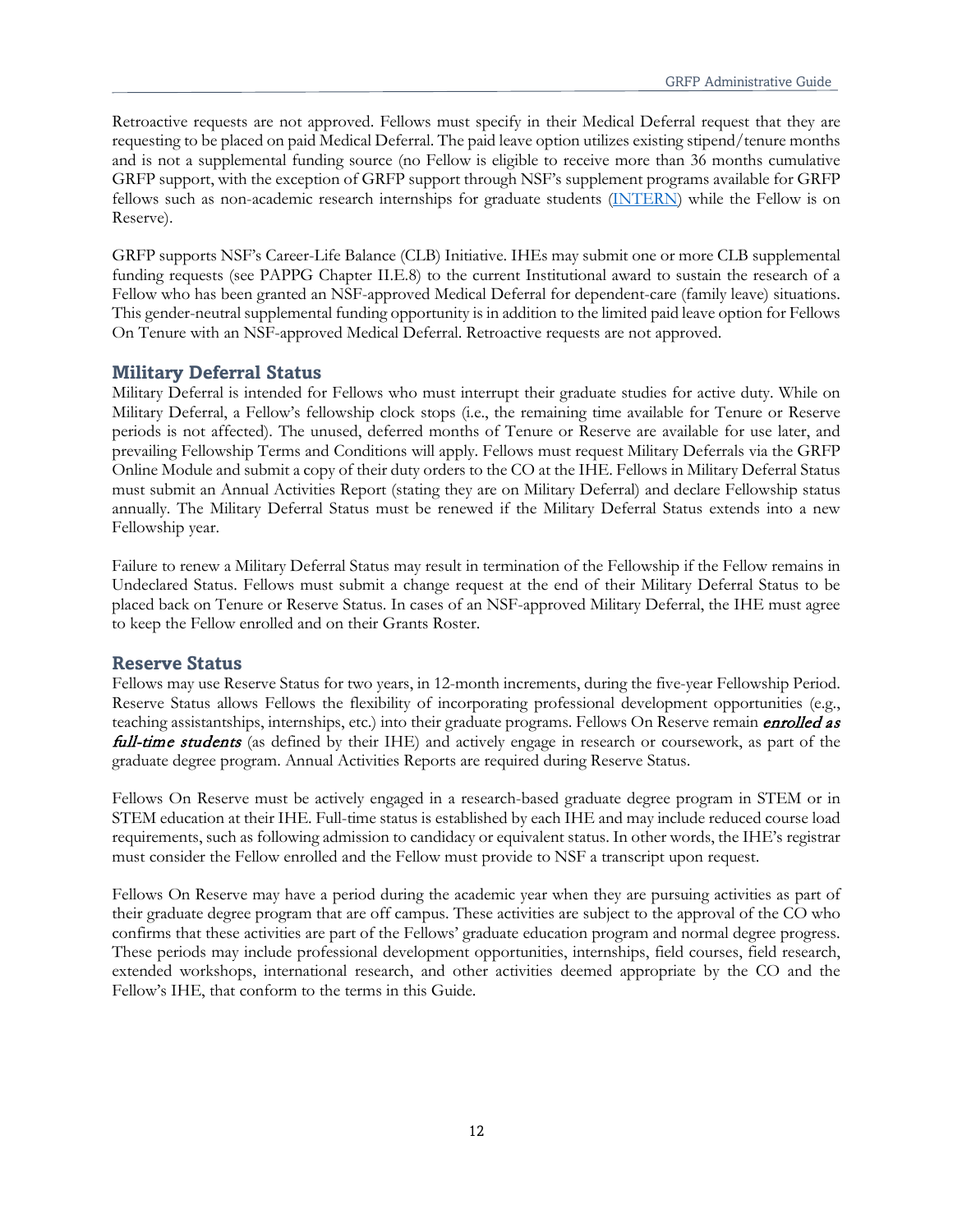Retroactive requests are not approved. Fellows must specify in their Medical Deferral request that they are requesting to be placed on paid Medical Deferral. The paid leave option utilizes existing stipend/tenure months and is not a supplemental funding source (no Fellow is eligible to receive more than 36 months cumulative GRFP support, with the exception of GRFP support through NSF's supplement programs available for GRFP fellows such as non-academic research internships for graduate students ([INTERN]) while the Fellow is on Reserve).

GRFP supports NSF's Career-Life Balance (CLB) Initiative. IHEs may submit one or more CLB supplemental funding requests (see PAPPG Chapter II.E.8) to the current Institutional award to sustain the research of a Fellow who has been granted an NSF-approved Medical Deferral for dependent-care (family leave) situations. This gender-neutral supplemental funding opportunity is in addition to the limited paid leave option for Fellows On Tenure with an NSF-approved Medical Deferral. Retroactive requests are not approved.

### Military Deferral Status

Military Deferral is intended for Fellows who must interrupt their graduate studies for active duty. While on Military Deferral, a Fellow's fellowship clock stops (i.e., the remaining time available for Tenure or Reserve periods is not affected). The unused, deferred months of Tenure or Reserve are available for use later, and prevailing Fellowship Terms and Conditions will apply. Fellows must request Military Deferrals via the GRFP Online Module and submit a copy of their duty orders to the CO at the IHE. Fellows in Military Deferral Status must submit an Annual Activities Report (stating they are on Military Deferral) and declare Fellowship status annually. The Military Deferral Status must be renewed if the Military Deferral Status extends into a new Fellowship year.

Failure to renew a Military Deferral Status may result in termination of the Fellowship if the Fellow remains in Undeclared Status. Fellows must submit a change request at the end of their Military Deferral Status to be placed back on Tenure or Reserve Status. In cases of an NSF-approved Military Deferral, the IHE must agree to keep the Fellow enrolled and on their Grants Roster.

### Reserve Status

Fellows may use Reserve Status for two years, in 12-month increments, during the five-year Fellowship Period. Reserve Status allows Fellows the flexibility of incorporating professional development opportunities (e.g., teaching assistantships, internships, etc.) into their graduate programs. Fellows On Reserve remain ***enrolled as full-time students*** (as defined by their IHE) and actively engage in research or coursework, as part of the graduate degree program. Annual Activities Reports are required during Reserve Status.

Fellows On Reserve must be actively engaged in a research-based graduate degree program in STEM or in STEM education at their IHE. Full-time status is established by each IHE and may include reduced course load requirements, such as following admission to candidacy or equivalent status. In other words, the IHE's registrar must consider the Fellow enrolled and the Fellow must provide to NSF a transcript upon request.

Fellows On Reserve may have a period during the academic year when they are pursuing activities as part of their graduate degree program that are off campus. These activities are subject to the approval of the CO who confirms that these activities are part of the Fellows' graduate education program and normal degree progress. These periods may include professional development opportunities, internships, field courses, field research, extended workshops, international research, and other activities deemed appropriate by the CO and the Fellow's IHE, that conform to the terms in this Guide.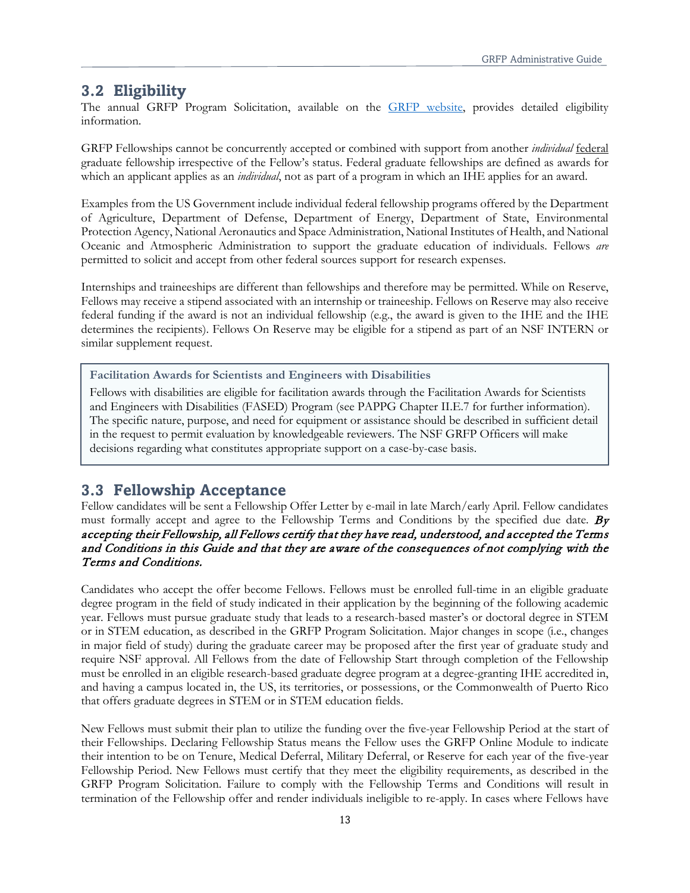## 3.2 Eligibility

The annual GRFP Program Solicitation, available on the [GRFP website](#), provides detailed eligibility information.

GRFP Fellowships cannot be concurrently accepted or combined with support from another *individual* federal graduate fellowship irrespective of the Fellow's status. Federal graduate fellowships are defined as awards for which an applicant applies as an *individual*, not as part of a program in which an IHE applies for an award.

Examples from the US Government include individual federal fellowship programs offered by the Department of Agriculture, Department of Defense, Department of Energy, Department of State, Environmental Protection Agency, National Aeronautics and Space Administration, National Institutes of Health, and National Oceanic and Atmospheric Administration to support the graduate education of individuals. Fellows *are* permitted to solicit and accept from other federal sources support for research expenses.

Internships and traineeships are different than fellowships and therefore may be permitted. While on Reserve, Fellows may receive a stipend associated with an internship or traineeship. Fellows on Reserve may also receive federal funding if the award is not an individual fellowship (e.g., the award is given to the IHE and the IHE determines the recipients). Fellows On Reserve may be eligible for a stipend as part of an NSF INTERN or similar supplement request.

> **Facilitation Awards for Scientists and Engineers with Disabilities**
>
> Fellows with disabilities are eligible for facilitation awards through the Facilitation Awards for Scientists and Engineers with Disabilities (FASED) Program (see PAPPG Chapter II.E.7 for further information). The specific nature, purpose, and need for equipment or assistance should be described in sufficient detail in the request to permit evaluation by knowledgeable reviewers. The NSF GRFP Officers will make decisions regarding what constitutes appropriate support on a case-by-case basis.

## 3.3 Fellowship Acceptance

Fellow candidates will be sent a Fellowship Offer Letter by e-mail in late March/early April. Fellow candidates must formally accept and agree to the Fellowship Terms and Conditions by the specified due date. ***By accepting their Fellowship, all Fellows certify that they have read, understood, and accepted the Terms and Conditions in this Guide and that they are aware of the consequences of not complying with the Terms and Conditions.***

Candidates who accept the offer become Fellows. Fellows must be enrolled full-time in an eligible graduate degree program in the field of study indicated in their application by the beginning of the following academic year. Fellows must pursue graduate study that leads to a research-based master's or doctoral degree in STEM or in STEM education, as described in the GRFP Program Solicitation. Major changes in scope (i.e., changes in major field of study) during the graduate career may be proposed after the first year of graduate study and require NSF approval. All Fellows from the date of Fellowship Start through completion of the Fellowship must be enrolled in an eligible research-based graduate degree program at a degree-granting IHE accredited in, and having a campus located in, the US, its territories, or possessions, or the Commonwealth of Puerto Rico that offers graduate degrees in STEM or in STEM education fields.

New Fellows must submit their plan to utilize the funding over the five-year Fellowship Period at the start of their Fellowships. Declaring Fellowship Status means the Fellow uses the GRFP Online Module to indicate their intention to be on Tenure, Medical Deferral, Military Deferral, or Reserve for each year of the five-year Fellowship Period. New Fellows must certify that they meet the eligibility requirements, as described in the GRFP Program Solicitation. Failure to comply with the Fellowship Terms and Conditions will result in termination of the Fellowship offer and render individuals ineligible to re-apply. In cases where Fellows have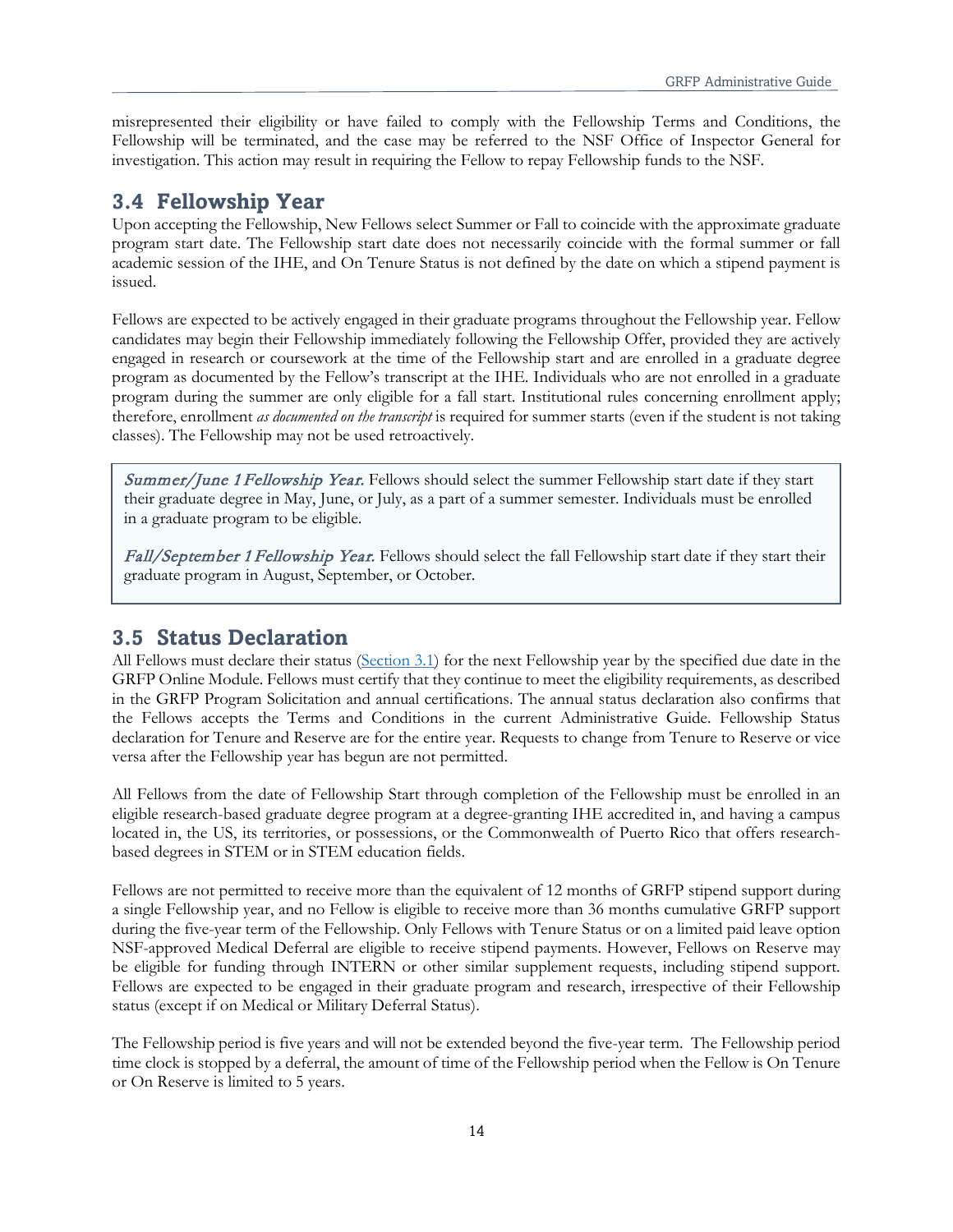misrepresented their eligibility or have failed to comply with the Fellowship Terms and Conditions, the Fellowship will be terminated, and the case may be referred to the NSF Office of Inspector General for investigation. This action may result in requiring the Fellow to repay Fellowship funds to the NSF.

## 3.4 Fellowship Year

Upon accepting the Fellowship, New Fellows select Summer or Fall to coincide with the approximate graduate program start date. The Fellowship start date does not necessarily coincide with the formal summer or fall academic session of the IHE, and On Tenure Status is not defined by the date on which a stipend payment is issued.

Fellows are expected to be actively engaged in their graduate programs throughout the Fellowship year. Fellow candidates may begin their Fellowship immediately following the Fellowship Offer, provided they are actively engaged in research or coursework at the time of the Fellowship start and are enrolled in a graduate degree program as documented by the Fellow's transcript at the IHE. Individuals who are not enrolled in a graduate program during the summer are only eligible for a fall start. Institutional rules concerning enrollment apply; therefore, enrollment *as documented on the transcript* is required for summer starts (even if the student is not taking classes). The Fellowship may not be used retroactively.

> *Summer/June 1 Fellowship Year.* Fellows should select the summer Fellowship start date if they start their graduate degree in May, June, or July, as a part of a summer semester. Individuals must be enrolled in a graduate program to be eligible.
>
> *Fall/September 1 Fellowship Year.* Fellows should select the fall Fellowship start date if they start their graduate program in August, September, or October.

## 3.5 Status Declaration

All Fellows must declare their status (Section 3.1) for the next Fellowship year by the specified due date in the GRFP Online Module. Fellows must certify that they continue to meet the eligibility requirements, as described in the GRFP Program Solicitation and annual certifications. The annual status declaration also confirms that the Fellows accepts the Terms and Conditions in the current Administrative Guide. Fellowship Status declaration for Tenure and Reserve are for the entire year. Requests to change from Tenure to Reserve or vice versa after the Fellowship year has begun are not permitted.

All Fellows from the date of Fellowship Start through completion of the Fellowship must be enrolled in an eligible research-based graduate degree program at a degree-granting IHE accredited in, and having a campus located in, the US, its territories, or possessions, or the Commonwealth of Puerto Rico that offers research-based degrees in STEM or in STEM education fields.

Fellows are not permitted to receive more than the equivalent of 12 months of GRFP stipend support during a single Fellowship year, and no Fellow is eligible to receive more than 36 months cumulative GRFP support during the five-year term of the Fellowship. Only Fellows with Tenure Status or on a limited paid leave option NSF-approved Medical Deferral are eligible to receive stipend payments. However, Fellows on Reserve may be eligible for funding through INTERN or other similar supplement requests, including stipend support. Fellows are expected to be engaged in their graduate program and research, irrespective of their Fellowship status (except if on Medical or Military Deferral Status).

The Fellowship period is five years and will not be extended beyond the five-year term. The Fellowship period time clock is stopped by a deferral, the amount of time of the Fellowship period when the Fellow is On Tenure or On Reserve is limited to 5 years.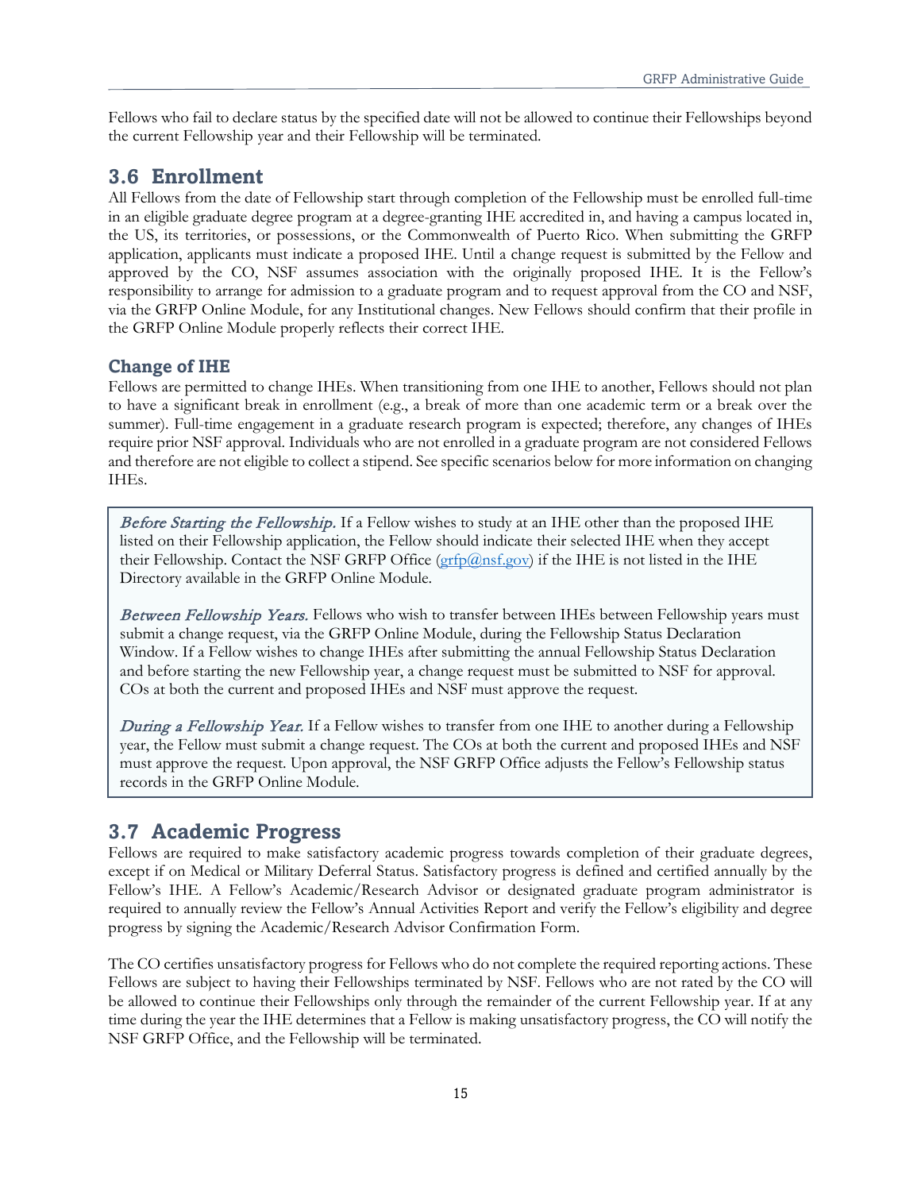Fellows who fail to declare status by the specified date will not be allowed to continue their Fellowships beyond the current Fellowship year and their Fellowship will be terminated.

## 3.6 Enrollment

All Fellows from the date of Fellowship start through completion of the Fellowship must be enrolled full-time in an eligible graduate degree program at a degree-granting IHE accredited in, and having a campus located in, the US, its territories, or possessions, or the Commonwealth of Puerto Rico. When submitting the GRFP application, applicants must indicate a proposed IHE. Until a change request is submitted by the Fellow and approved by the CO, NSF assumes association with the originally proposed IHE. It is the Fellow's responsibility to arrange for admission to a graduate program and to request approval from the CO and NSF, via the GRFP Online Module, for any Institutional changes. New Fellows should confirm that their profile in the GRFP Online Module properly reflects their correct IHE.

### Change of IHE

Fellows are permitted to change IHEs. When transitioning from one IHE to another, Fellows should not plan to have a significant break in enrollment (e.g., a break of more than one academic term or a break over the summer). Full-time engagement in a graduate research program is expected; therefore, any changes of IHEs require prior NSF approval. Individuals who are not enrolled in a graduate program are not considered Fellows and therefore are not eligible to collect a stipend. See specific scenarios below for more information on changing IHEs.

*Before Starting the Fellowship.* If a Fellow wishes to study at an IHE other than the proposed IHE listed on their Fellowship application, the Fellow should indicate their selected IHE when they accept their Fellowship. Contact the NSF GRFP Office (grfp@nsf.gov) if the IHE is not listed in the IHE Directory available in the GRFP Online Module.

*Between Fellowship Years.* Fellows who wish to transfer between IHEs between Fellowship years must submit a change request, via the GRFP Online Module, during the Fellowship Status Declaration Window. If a Fellow wishes to change IHEs after submitting the annual Fellowship Status Declaration and before starting the new Fellowship year, a change request must be submitted to NSF for approval. COs at both the current and proposed IHEs and NSF must approve the request.

*During a Fellowship Year.* If a Fellow wishes to transfer from one IHE to another during a Fellowship year, the Fellow must submit a change request. The COs at both the current and proposed IHEs and NSF must approve the request. Upon approval, the NSF GRFP Office adjusts the Fellow's Fellowship status records in the GRFP Online Module.

## 3.7 Academic Progress

Fellows are required to make satisfactory academic progress towards completion of their graduate degrees, except if on Medical or Military Deferral Status. Satisfactory progress is defined and certified annually by the Fellow's IHE. A Fellow's Academic/Research Advisor or designated graduate program administrator is required to annually review the Fellow's Annual Activities Report and verify the Fellow's eligibility and degree progress by signing the Academic/Research Advisor Confirmation Form.

The CO certifies unsatisfactory progress for Fellows who do not complete the required reporting actions. These Fellows are subject to having their Fellowships terminated by NSF. Fellows who are not rated by the CO will be allowed to continue their Fellowships only through the remainder of the current Fellowship year. If at any time during the year the IHE determines that a Fellow is making unsatisfactory progress, the CO will notify the NSF GRFP Office, and the Fellowship will be terminated.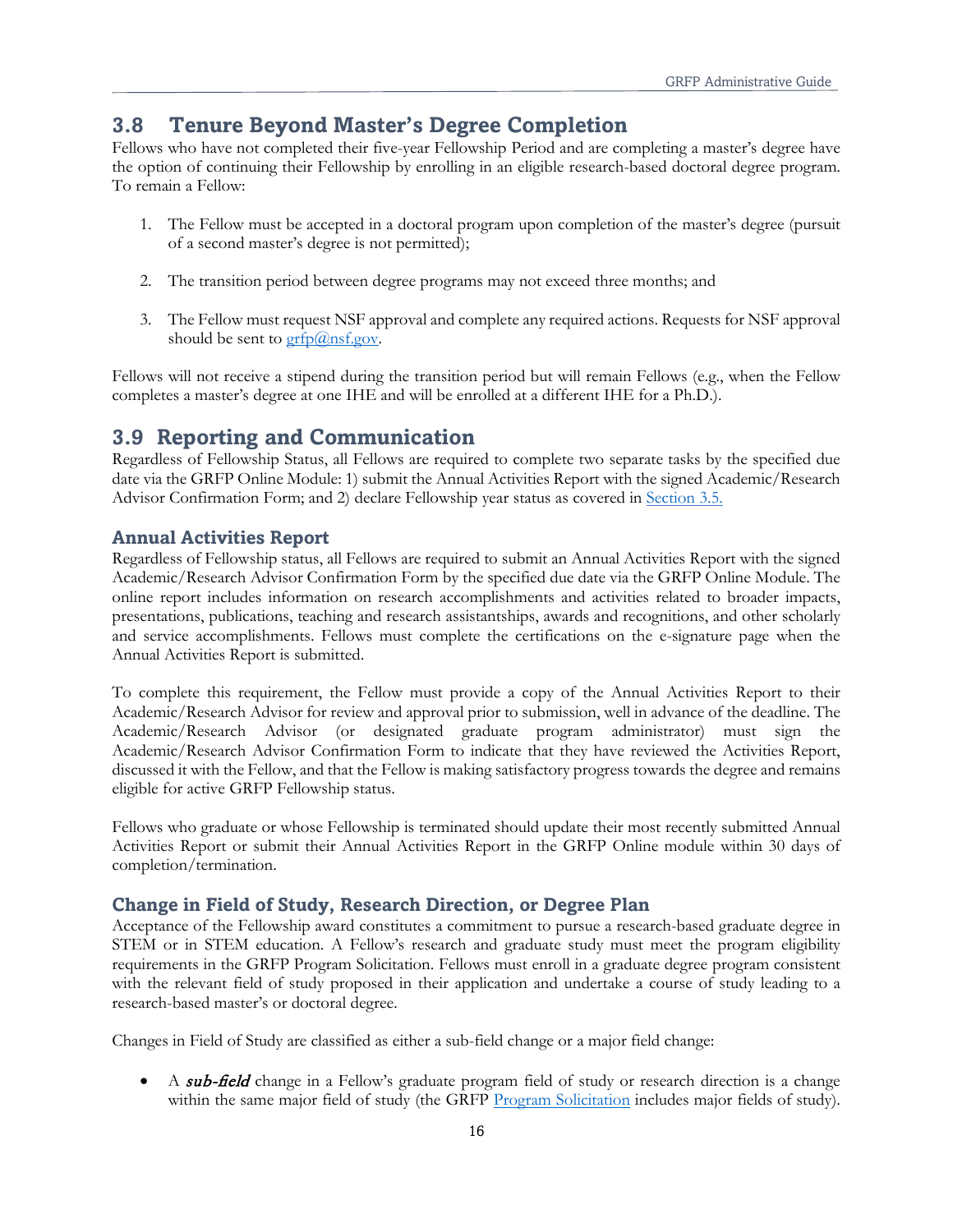## 3.8 Tenure Beyond Master's Degree Completion

Fellows who have not completed their five-year Fellowship Period and are completing a master's degree have the option of continuing their Fellowship by enrolling in an eligible research-based doctoral degree program. To remain a Fellow:

1. The Fellow must be accepted in a doctoral program upon completion of the master's degree (pursuit of a second master's degree is not permitted);
2. The transition period between degree programs may not exceed three months; and
3. The Fellow must request NSF approval and complete any required actions. Requests for NSF approval should be sent to grfp@nsf.gov.

Fellows will not receive a stipend during the transition period but will remain Fellows (e.g., when the Fellow completes a master's degree at one IHE and will be enrolled at a different IHE for a Ph.D.).

## 3.9 Reporting and Communication

Regardless of Fellowship Status, all Fellows are required to complete two separate tasks by the specified due date via the GRFP Online Module: 1) submit the Annual Activities Report with the signed Academic/Research Advisor Confirmation Form; and 2) declare Fellowship year status as covered in Section 3.5.

### Annual Activities Report

Regardless of Fellowship status, all Fellows are required to submit an Annual Activities Report with the signed Academic/Research Advisor Confirmation Form by the specified due date via the GRFP Online Module. The online report includes information on research accomplishments and activities related to broader impacts, presentations, publications, teaching and research assistantships, awards and recognitions, and other scholarly and service accomplishments. Fellows must complete the certifications on the e-signature page when the Annual Activities Report is submitted.

To complete this requirement, the Fellow must provide a copy of the Annual Activities Report to their Academic/Research Advisor for review and approval prior to submission, well in advance of the deadline. The Academic/Research Advisor (or designated graduate program administrator) must sign the Academic/Research Advisor Confirmation Form to indicate that they have reviewed the Activities Report, discussed it with the Fellow, and that the Fellow is making satisfactory progress towards the degree and remains eligible for active GRFP Fellowship status.

Fellows who graduate or whose Fellowship is terminated should update their most recently submitted Annual Activities Report or submit their Annual Activities Report in the GRFP Online module within 30 days of completion/termination.

### Change in Field of Study, Research Direction, or Degree Plan

Acceptance of the Fellowship award constitutes a commitment to pursue a research-based graduate degree in STEM or in STEM education. A Fellow's research and graduate study must meet the program eligibility requirements in the GRFP Program Solicitation. Fellows must enroll in a graduate degree program consistent with the relevant field of study proposed in their application and undertake a course of study leading to a research-based master's or doctoral degree.

Changes in Field of Study are classified as either a sub-field change or a major field change:

- A ***sub-field*** change in a Fellow's graduate program field of study or research direction is a change within the same major field of study (the GRFP Program Solicitation includes major fields of study).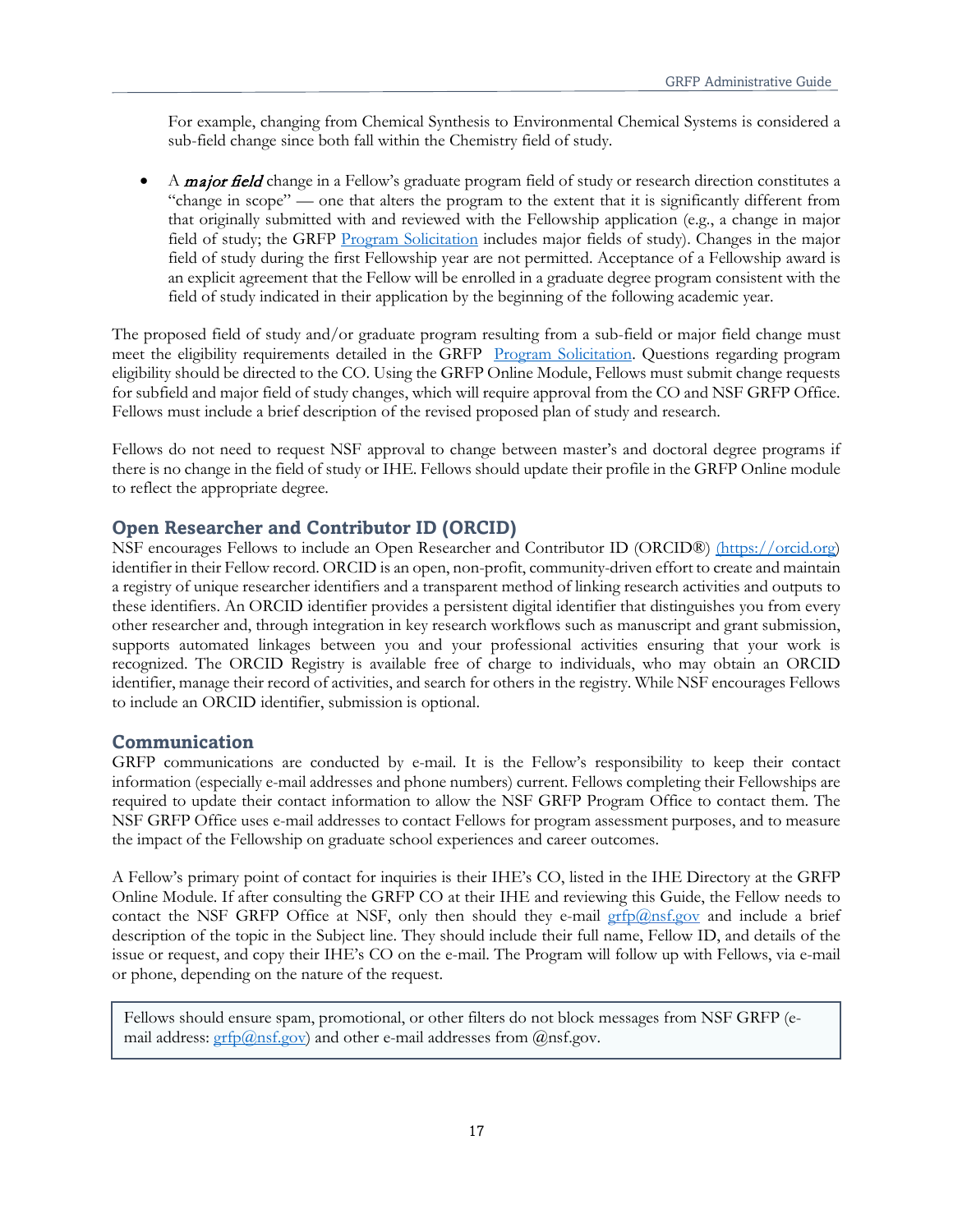For example, changing from Chemical Synthesis to Environmental Chemical Systems is considered a sub-field change since both fall within the Chemistry field of study.

- A ***major field*** change in a Fellow's graduate program field of study or research direction constitutes a "change in scope" — one that alters the program to the extent that it is significantly different from that originally submitted with and reviewed with the Fellowship application (e.g., a change in major field of study; the GRFP [Program Solicitation]() includes major fields of study). Changes in the major field of study during the first Fellowship year are not permitted. Acceptance of a Fellowship award is an explicit agreement that the Fellow will be enrolled in a graduate degree program consistent with the field of study indicated in their application by the beginning of the following academic year.

The proposed field of study and/or graduate program resulting from a sub-field or major field change must meet the eligibility requirements detailed in the GRFP [Program Solicitation](). Questions regarding program eligibility should be directed to the CO. Using the GRFP Online Module, Fellows must submit change requests for subfield and major field of study changes, which will require approval from the CO and NSF GRFP Office. Fellows must include a brief description of the revised proposed plan of study and research.

Fellows do not need to request NSF approval to change between master's and doctoral degree programs if there is no change in the field of study or IHE. Fellows should update their profile in the GRFP Online module to reflect the appropriate degree.

## Open Researcher and Contributor ID (ORCID)

NSF encourages Fellows to include an Open Researcher and Contributor ID (ORCID®) [(https://orcid.org)](https://orcid.org) identifier in their Fellow record. ORCID is an open, non-profit, community-driven effort to create and maintain a registry of unique researcher identifiers and a transparent method of linking research activities and outputs to these identifiers. An ORCID identifier provides a persistent digital identifier that distinguishes you from every other researcher and, through integration in key research workflows such as manuscript and grant submission, supports automated linkages between you and your professional activities ensuring that your work is recognized. The ORCID Registry is available free of charge to individuals, who may obtain an ORCID identifier, manage their record of activities, and search for others in the registry. While NSF encourages Fellows to include an ORCID identifier, submission is optional.

## Communication

GRFP communications are conducted by e-mail. It is the Fellow's responsibility to keep their contact information (especially e-mail addresses and phone numbers) current. Fellows completing their Fellowships are required to update their contact information to allow the NSF GRFP Program Office to contact them. The NSF GRFP Office uses e-mail addresses to contact Fellows for program assessment purposes, and to measure the impact of the Fellowship on graduate school experiences and career outcomes.

A Fellow's primary point of contact for inquiries is their IHE's CO, listed in the IHE Directory at the GRFP Online Module. If after consulting the GRFP CO at their IHE and reviewing this Guide, the Fellow needs to contact the NSF GRFP Office at NSF, only then should they e-mail [grfp@nsf.gov](mailto:grfp@nsf.gov) and include a brief description of the topic in the Subject line. They should include their full name, Fellow ID, and details of the issue or request, and copy their IHE's CO on the e-mail. The Program will follow up with Fellows, via e-mail or phone, depending on the nature of the request.

> Fellows should ensure spam, promotional, or other filters do not block messages from NSF GRFP (e-mail address: [grfp@nsf.gov](mailto:grfp@nsf.gov)) and other e-mail addresses from @nsf.gov.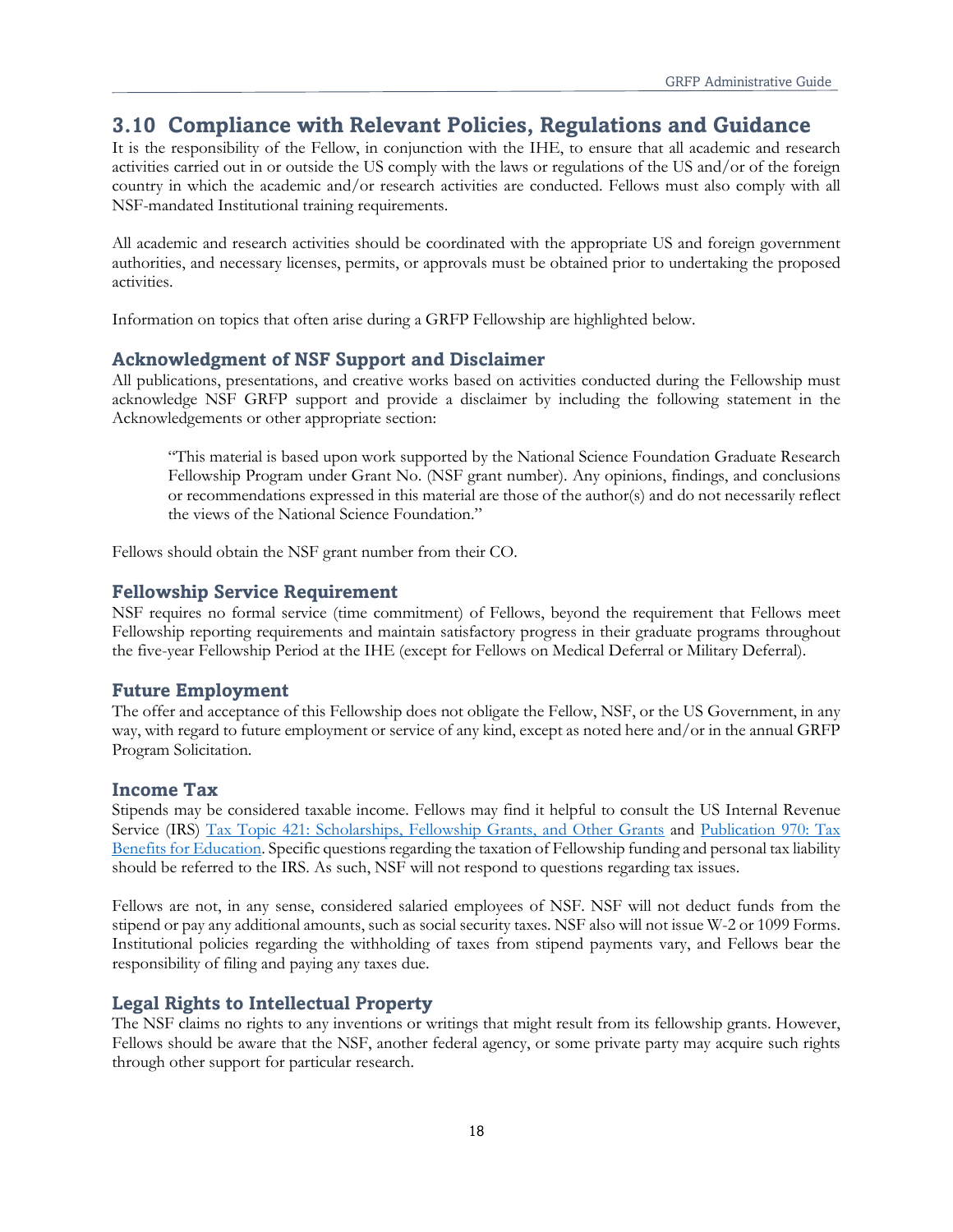## 3.10 Compliance with Relevant Policies, Regulations and Guidance

It is the responsibility of the Fellow, in conjunction with the IHE, to ensure that all academic and research activities carried out in or outside the US comply with the laws or regulations of the US and/or of the foreign country in which the academic and/or research activities are conducted. Fellows must also comply with all NSF-mandated Institutional training requirements.

All academic and research activities should be coordinated with the appropriate US and foreign government authorities, and necessary licenses, permits, or approvals must be obtained prior to undertaking the proposed activities.

Information on topics that often arise during a GRFP Fellowship are highlighted below.

### Acknowledgment of NSF Support and Disclaimer

All publications, presentations, and creative works based on activities conducted during the Fellowship must acknowledge NSF GRFP support and provide a disclaimer by including the following statement in the Acknowledgements or other appropriate section:

> "This material is based upon work supported by the National Science Foundation Graduate Research Fellowship Program under Grant No. (NSF grant number). Any opinions, findings, and conclusions or recommendations expressed in this material are those of the author(s) and do not necessarily reflect the views of the National Science Foundation."

Fellows should obtain the NSF grant number from their CO.

### Fellowship Service Requirement

NSF requires no formal service (time commitment) of Fellows, beyond the requirement that Fellows meet Fellowship reporting requirements and maintain satisfactory progress in their graduate programs throughout the five-year Fellowship Period at the IHE (except for Fellows on Medical Deferral or Military Deferral).

### Future Employment

The offer and acceptance of this Fellowship does not obligate the Fellow, NSF, or the US Government, in any way, with regard to future employment or service of any kind, except as noted here and/or in the annual GRFP Program Solicitation.

### Income Tax

Stipends may be considered taxable income. Fellows may find it helpful to consult the US Internal Revenue Service (IRS) Tax Topic 421: Scholarships, Fellowship Grants, and Other Grants and Publication 970: Tax Benefits for Education. Specific questions regarding the taxation of Fellowship funding and personal tax liability should be referred to the IRS. As such, NSF will not respond to questions regarding tax issues.

Fellows are not, in any sense, considered salaried employees of NSF. NSF will not deduct funds from the stipend or pay any additional amounts, such as social security taxes. NSF also will not issue W-2 or 1099 Forms. Institutional policies regarding the withholding of taxes from stipend payments vary, and Fellows bear the responsibility of filing and paying any taxes due.

### Legal Rights to Intellectual Property

The NSF claims no rights to any inventions or writings that might result from its fellowship grants. However, Fellows should be aware that the NSF, another federal agency, or some private party may acquire such rights through other support for particular research.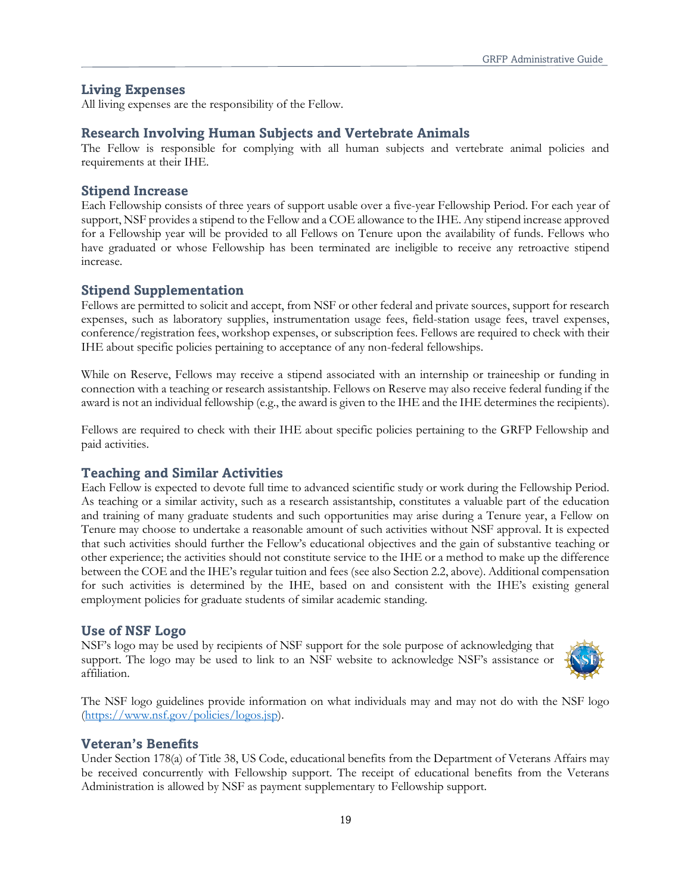## Living Expenses

All living expenses are the responsibility of the Fellow.

## Research Involving Human Subjects and Vertebrate Animals

The Fellow is responsible for complying with all human subjects and vertebrate animal policies and requirements at their IHE.

## Stipend Increase

Each Fellowship consists of three years of support usable over a five-year Fellowship Period. For each year of support, NSF provides a stipend to the Fellow and a COE allowance to the IHE. Any stipend increase approved for a Fellowship year will be provided to all Fellows on Tenure upon the availability of funds. Fellows who have graduated or whose Fellowship has been terminated are ineligible to receive any retroactive stipend increase.

## Stipend Supplementation

Fellows are permitted to solicit and accept, from NSF or other federal and private sources, support for research expenses, such as laboratory supplies, instrumentation usage fees, field-station usage fees, travel expenses, conference/registration fees, workshop expenses, or subscription fees. Fellows are required to check with their IHE about specific policies pertaining to acceptance of any non-federal fellowships.

While on Reserve, Fellows may receive a stipend associated with an internship or traineeship or funding in connection with a teaching or research assistantship. Fellows on Reserve may also receive federal funding if the award is not an individual fellowship (e.g., the award is given to the IHE and the IHE determines the recipients).

Fellows are required to check with their IHE about specific policies pertaining to the GRFP Fellowship and paid activities.

## Teaching and Similar Activities

Each Fellow is expected to devote full time to advanced scientific study or work during the Fellowship Period. As teaching or a similar activity, such as a research assistantship, constitutes a valuable part of the education and training of many graduate students and such opportunities may arise during a Tenure year, a Fellow on Tenure may choose to undertake a reasonable amount of such activities without NSF approval. It is expected that such activities should further the Fellow's educational objectives and the gain of substantive teaching or other experience; the activities should not constitute service to the IHE or a method to make up the difference between the COE and the IHE's regular tuition and fees (see also Section 2.2, above). Additional compensation for such activities is determined by the IHE, based on and consistent with the IHE's existing general employment policies for graduate students of similar academic standing.

## Use of NSF Logo

NSF's logo may be used by recipients of NSF support for the sole purpose of acknowledging that support. The logo may be used to link to an NSF website to acknowledge NSF's assistance or affiliation.

The NSF logo guidelines provide information on what individuals may and may not do with the NSF logo (https://www.nsf.gov/policies/logos.jsp).

## Veteran's Benefits

Under Section 178(a) of Title 38, US Code, educational benefits from the Department of Veterans Affairs may be received concurrently with Fellowship support. The receipt of educational benefits from the Veterans Administration is allowed by NSF as payment supplementary to Fellowship support.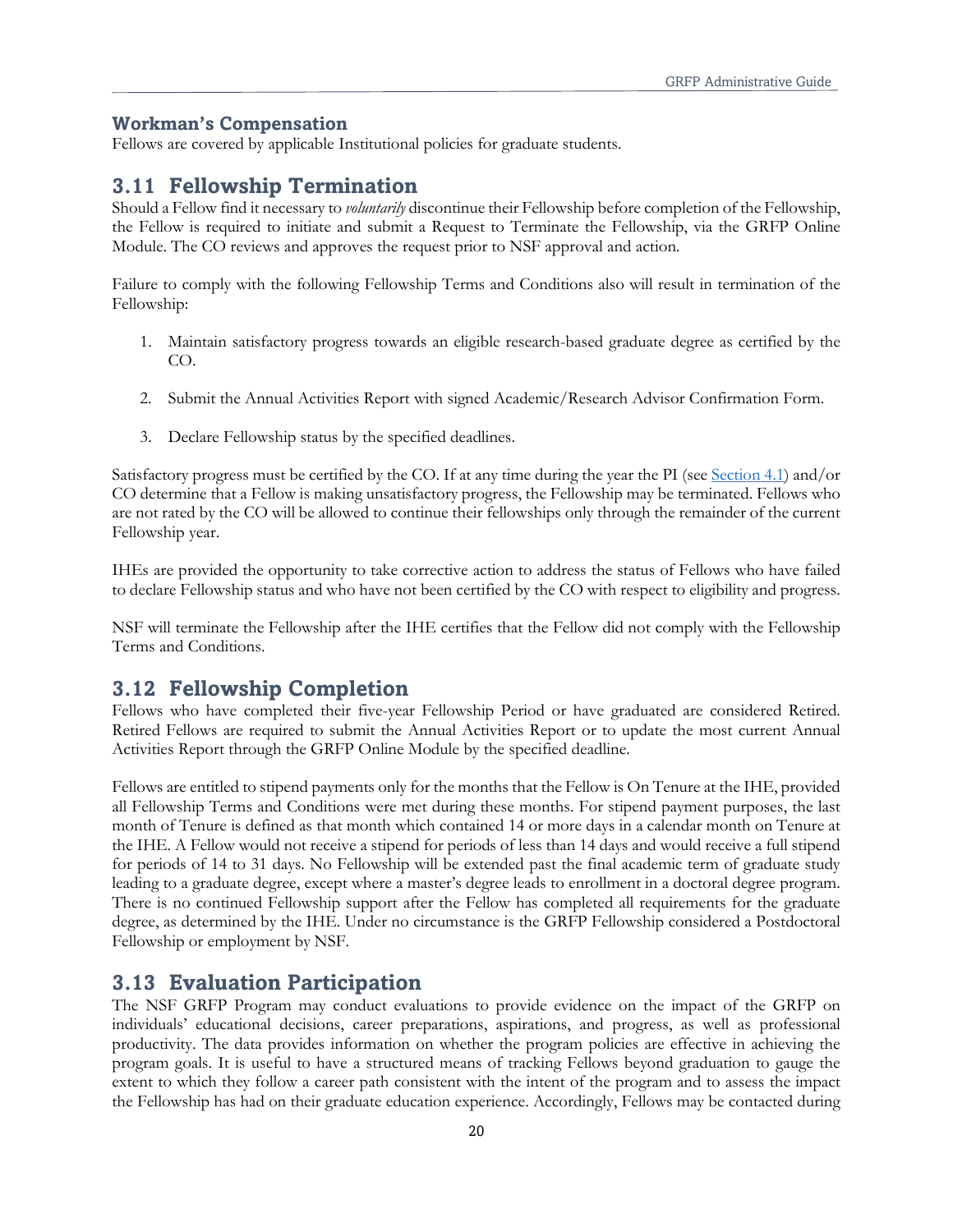### Workman's Compensation

Fellows are covered by applicable Institutional policies for graduate students.

## 3.11 Fellowship Termination

Should a Fellow find it necessary to *voluntarily* discontinue their Fellowship before completion of the Fellowship, the Fellow is required to initiate and submit a Request to Terminate the Fellowship, via the GRFP Online Module. The CO reviews and approves the request prior to NSF approval and action.

Failure to comply with the following Fellowship Terms and Conditions also will result in termination of the Fellowship:

1. Maintain satisfactory progress towards an eligible research-based graduate degree as certified by the CO.
2. Submit the Annual Activities Report with signed Academic/Research Advisor Confirmation Form.
3. Declare Fellowship status by the specified deadlines.

Satisfactory progress must be certified by the CO. If at any time during the year the PI (see Section 4.1) and/or CO determine that a Fellow is making unsatisfactory progress, the Fellowship may be terminated. Fellows who are not rated by the CO will be allowed to continue their fellowships only through the remainder of the current Fellowship year.

IHEs are provided the opportunity to take corrective action to address the status of Fellows who have failed to declare Fellowship status and who have not been certified by the CO with respect to eligibility and progress.

NSF will terminate the Fellowship after the IHE certifies that the Fellow did not comply with the Fellowship Terms and Conditions.

## 3.12 Fellowship Completion

Fellows who have completed their five-year Fellowship Period or have graduated are considered Retired. Retired Fellows are required to submit the Annual Activities Report or to update the most current Annual Activities Report through the GRFP Online Module by the specified deadline.

Fellows are entitled to stipend payments only for the months that the Fellow is On Tenure at the IHE, provided all Fellowship Terms and Conditions were met during these months. For stipend payment purposes, the last month of Tenure is defined as that month which contained 14 or more days in a calendar month on Tenure at the IHE. A Fellow would not receive a stipend for periods of less than 14 days and would receive a full stipend for periods of 14 to 31 days. No Fellowship will be extended past the final academic term of graduate study leading to a graduate degree, except where a master's degree leads to enrollment in a doctoral degree program. There is no continued Fellowship support after the Fellow has completed all requirements for the graduate degree, as determined by the IHE. Under no circumstance is the GRFP Fellowship considered a Postdoctoral Fellowship or employment by NSF.

## 3.13 Evaluation Participation

The NSF GRFP Program may conduct evaluations to provide evidence on the impact of the GRFP on individuals' educational decisions, career preparations, aspirations, and progress, as well as professional productivity. The data provides information on whether the program policies are effective in achieving the program goals. It is useful to have a structured means of tracking Fellows beyond graduation to gauge the extent to which they follow a career path consistent with the intent of the program and to assess the impact the Fellowship has had on their graduate education experience. Accordingly, Fellows may be contacted during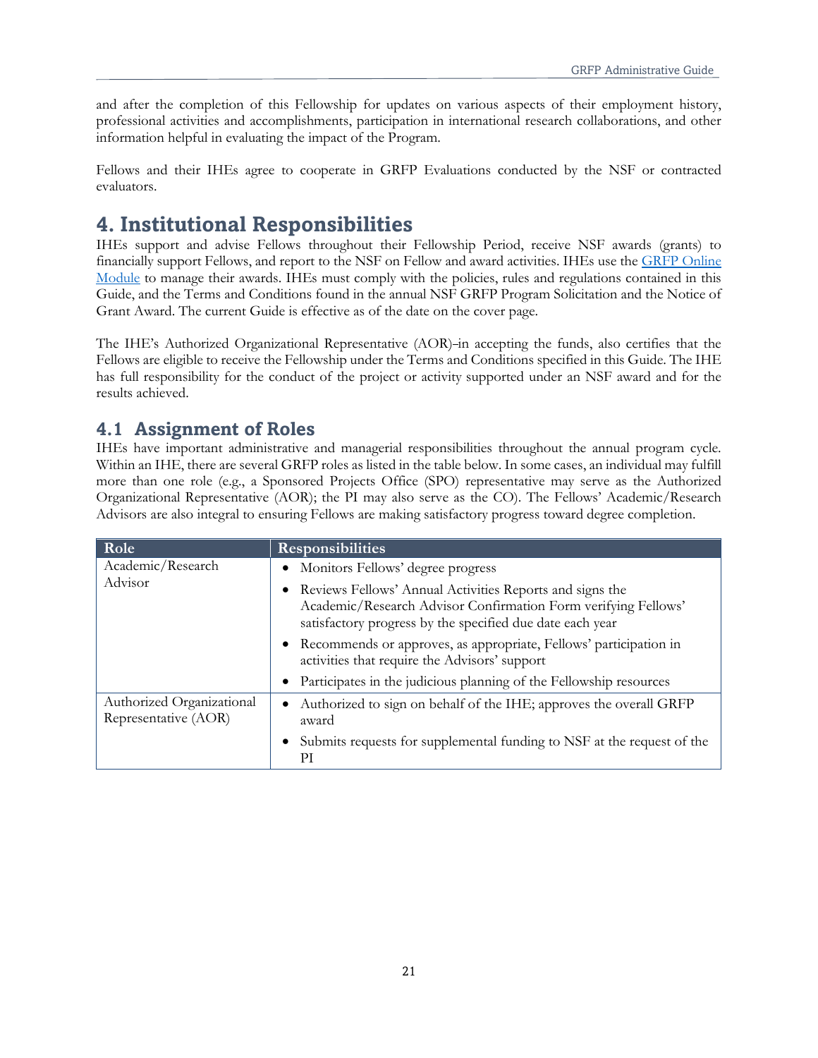and after the completion of this Fellowship for updates on various aspects of their employment history, professional activities and accomplishments, participation in international research collaborations, and other information helpful in evaluating the impact of the Program.

Fellows and their IHEs agree to cooperate in GRFP Evaluations conducted by the NSF or contracted evaluators.

# 4. Institutional Responsibilities

IHEs support and advise Fellows throughout their Fellowship Period, receive NSF awards (grants) to financially support Fellows, and report to the NSF on Fellow and award activities. IHEs use the [GRFP Online Module](#) to manage their awards. IHEs must comply with the policies, rules and regulations contained in this Guide, and the Terms and Conditions found in the annual NSF GRFP Program Solicitation and the Notice of Grant Award. The current Guide is effective as of the date on the cover page.

The IHE's Authorized Organizational Representative (AOR)–in accepting the funds, also certifies that the Fellows are eligible to receive the Fellowship under the Terms and Conditions specified in this Guide. The IHE has full responsibility for the conduct of the project or activity supported under an NSF award and for the results achieved.

## 4.1 Assignment of Roles

IHEs have important administrative and managerial responsibilities throughout the annual program cycle. Within an IHE, there are several GRFP roles as listed in the table below. In some cases, an individual may fulfill more than one role (e.g., a Sponsored Projects Office (SPO) representative may serve as the Authorized Organizational Representative (AOR); the PI may also serve as the CO). The Fellows' Academic/Research Advisors are also integral to ensuring Fellows are making satisfactory progress toward degree completion.

| Role | Responsibilities |
| --- | --- |
| Academic/Research Advisor | • Monitors Fellows' degree progress<br>• Reviews Fellows' Annual Activities Reports and signs the Academic/Research Advisor Confirmation Form verifying Fellows' satisfactory progress by the specified due date each year<br>• Recommends or approves, as appropriate, Fellows' participation in activities that require the Advisors' support<br>• Participates in the judicious planning of the Fellowship resources |
| Authorized Organizational Representative (AOR) | • Authorized to sign on behalf of the IHE; approves the overall GRFP award<br>• Submits requests for supplemental funding to NSF at the request of the PI |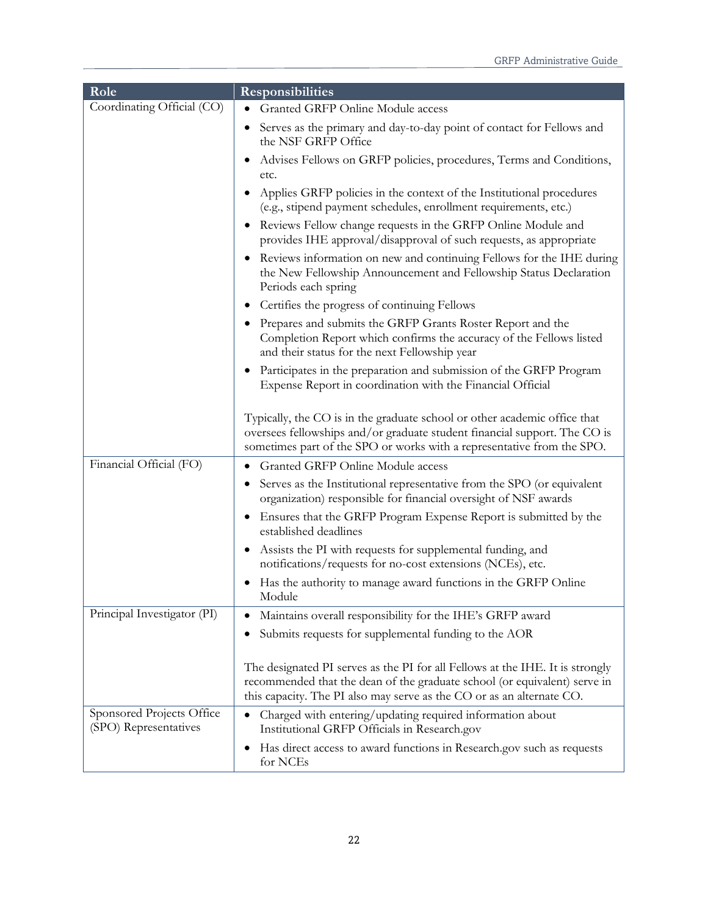| Role | Responsibilities |
|---|---|
| Coordinating Official (CO) | • Granted GRFP Online Module access<br>• Serves as the primary and day-to-day point of contact for Fellows and the NSF GRFP Office<br>• Advises Fellows on GRFP policies, procedures, Terms and Conditions, etc.<br>• Applies GRFP policies in the context of the Institutional procedures (e.g., stipend payment schedules, enrollment requirements, etc.)<br>• Reviews Fellow change requests in the GRFP Online Module and provides IHE approval/disapproval of such requests, as appropriate<br>• Reviews information on new and continuing Fellows for the IHE during the New Fellowship Announcement and Fellowship Status Declaration Periods each spring<br>• Certifies the progress of continuing Fellows<br>• Prepares and submits the GRFP Grants Roster Report and the Completion Report which confirms the accuracy of the Fellows listed and their status for the next Fellowship year<br>• Participates in the preparation and submission of the GRFP Program Expense Report in coordination with the Financial Official<br><br>Typically, the CO is in the graduate school or other academic office that oversees fellowships and/or graduate student financial support. The CO is sometimes part of the SPO or works with a representative from the SPO. |
| Financial Official (FO) | • Granted GRFP Online Module access<br>• Serves as the Institutional representative from the SPO (or equivalent organization) responsible for financial oversight of NSF awards<br>• Ensures that the GRFP Program Expense Report is submitted by the established deadlines<br>• Assists the PI with requests for supplemental funding, and notifications/requests for no-cost extensions (NCEs), etc.<br>• Has the authority to manage award functions in the GRFP Online Module |
| Principal Investigator (PI) | • Maintains overall responsibility for the IHE's GRFP award<br>• Submits requests for supplemental funding to the AOR<br><br>The designated PI serves as the PI for all Fellows at the IHE. It is strongly recommended that the dean of the graduate school (or equivalent) serve in this capacity. The PI also may serve as the CO or as an alternate CO. |
| Sponsored Projects Office (SPO) Representatives | • Charged with entering/updating required information about Institutional GRFP Officials in Research.gov<br>• Has direct access to award functions in Research.gov such as requests for NCEs |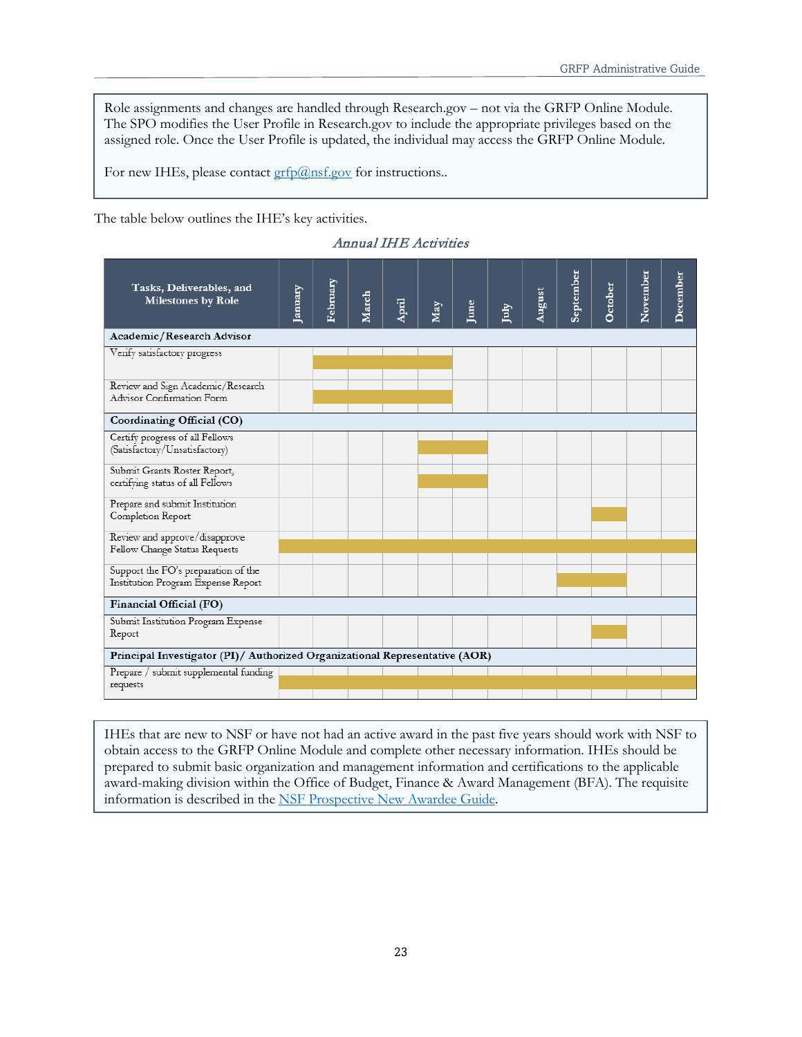> Role assignments and changes are handled through Research.gov – not via the GRFP Online Module. The SPO modifies the User Profile in Research.gov to include the appropriate privileges based on the assigned role. Once the User Profile is updated, the individual may access the GRFP Online Module.
>
> For new IHEs, please contact [grfp@nsf.gov](mailto:grfp@nsf.gov) for instructions..

The table below outlines the IHE's key activities.

*Annual IHE Activities*

| Tasks, Deliverables, and Milestones by Role | January | February | March | April | May | June | July | August | September | October | November | December |
|---|---|---|---|---|---|---|---|---|---|---|---|---|
| **Academic/Research Advisor** | | | | | | | | | | | | |
| Verify satisfactory progress | | ■ | ■ | ■ | ■ | | | | | | | |
| Review and Sign Academic/Research Advisor Confirmation Form | | ■ | ■ | ■ | ■ | | | | | | | |
| **Coordinating Official (CO)** | | | | | | | | | | | | |
| Certify progress of all Fellows (Satisfactory/Unsatisfactory) | | | | | ■ | ■ | | | | | | |
| Submit Grants Roster Report, certifying status of all Fellows | | | | | ■ | ■ | | | | | | |
| Prepare and submit Institution Completion Report | | | | | | | | | | ■ | | |
| Review and approve/disapprove Fellow Change Status Requests | ■ | ■ | ■ | ■ | ■ | ■ | ■ | ■ | ■ | ■ | ■ | ■ |
| Support the FO's preparation of the Institution Program Expense Report | | | | | | | | | ■ | ■ | | |
| **Financial Official (FO)** | | | | | | | | | | | | |
| Submit Institution Program Expense Report | | | | | | | | | | ■ | | |
| **Principal Investigator (PI)/ Authorized Organizational Representative (AOR)** | | | | | | | | | | | | |
| Prepare / submit supplemental funding requests | ■ | ■ | ■ | ■ | ■ | ■ | ■ | ■ | ■ | ■ | ■ | ■ |

> IHEs that are new to NSF or have not had an active award in the past five years should work with NSF to obtain access to the GRFP Online Module and complete other necessary information. IHEs should be prepared to submit basic organization and management information and certifications to the applicable award-making division within the Office of Budget, Finance & Award Management (BFA). The requisite information is described in the NSF Prospective New Awardee Guide.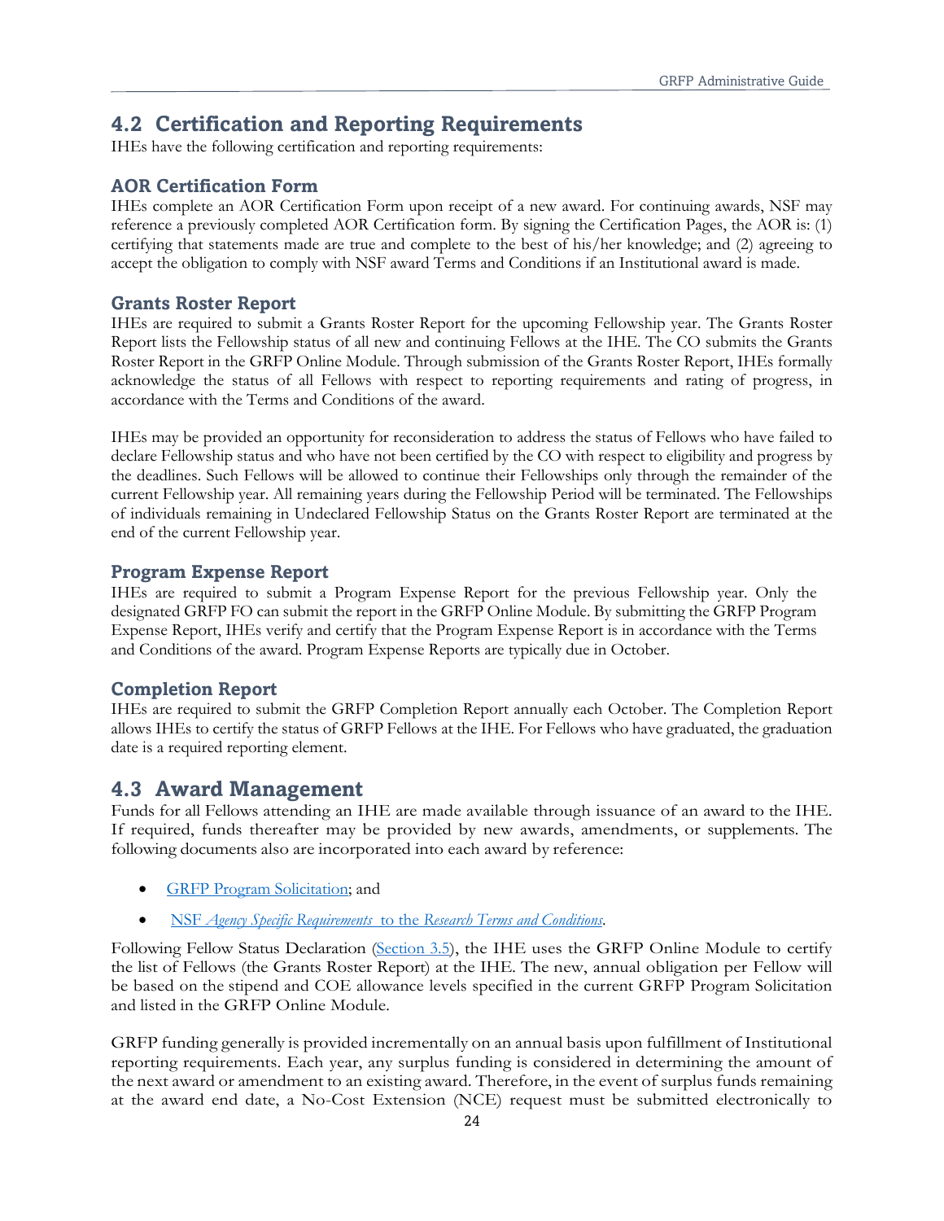## 4.2 Certification and Reporting Requirements

IHEs have the following certification and reporting requirements:

### AOR Certification Form

IHEs complete an AOR Certification Form upon receipt of a new award. For continuing awards, NSF may reference a previously completed AOR Certification form. By signing the Certification Pages, the AOR is: (1) certifying that statements made are true and complete to the best of his/her knowledge; and (2) agreeing to accept the obligation to comply with NSF award Terms and Conditions if an Institutional award is made.

### Grants Roster Report

IHEs are required to submit a Grants Roster Report for the upcoming Fellowship year. The Grants Roster Report lists the Fellowship status of all new and continuing Fellows at the IHE. The CO submits the Grants Roster Report in the GRFP Online Module. Through submission of the Grants Roster Report, IHEs formally acknowledge the status of all Fellows with respect to reporting requirements and rating of progress, in accordance with the Terms and Conditions of the award.

IHEs may be provided an opportunity for reconsideration to address the status of Fellows who have failed to declare Fellowship status and who have not been certified by the CO with respect to eligibility and progress by the deadlines. Such Fellows will be allowed to continue their Fellowships only through the remainder of the current Fellowship year. All remaining years during the Fellowship Period will be terminated. The Fellowships of individuals remaining in Undeclared Fellowship Status on the Grants Roster Report are terminated at the end of the current Fellowship year.

### Program Expense Report

IHEs are required to submit a Program Expense Report for the previous Fellowship year. Only the designated GRFP FO can submit the report in the GRFP Online Module. By submitting the GRFP Program Expense Report, IHEs verify and certify that the Program Expense Report is in accordance with the Terms and Conditions of the award. Program Expense Reports are typically due in October.

### Completion Report

IHEs are required to submit the GRFP Completion Report annually each October. The Completion Report allows IHEs to certify the status of GRFP Fellows at the IHE. For Fellows who have graduated, the graduation date is a required reporting element.

## 4.3 Award Management

Funds for all Fellows attending an IHE are made available through issuance of an award to the IHE. If required, funds thereafter may be provided by new awards, amendments, or supplements. The following documents also are incorporated into each award by reference:

- GRFP Program Solicitation; and
- NSF *Agency Specific Requirements* to the *Research Terms and Conditions*.

Following Fellow Status Declaration (Section 3.5), the IHE uses the GRFP Online Module to certify the list of Fellows (the Grants Roster Report) at the IHE. The new, annual obligation per Fellow will be based on the stipend and COE allowance levels specified in the current GRFP Program Solicitation and listed in the GRFP Online Module.

GRFP funding generally is provided incrementally on an annual basis upon fulfillment of Institutional reporting requirements. Each year, any surplus funding is considered in determining the amount of the next award or amendment to an existing award. Therefore, in the event of surplus funds remaining at the award end date, a No-Cost Extension (NCE) request must be submitted electronically to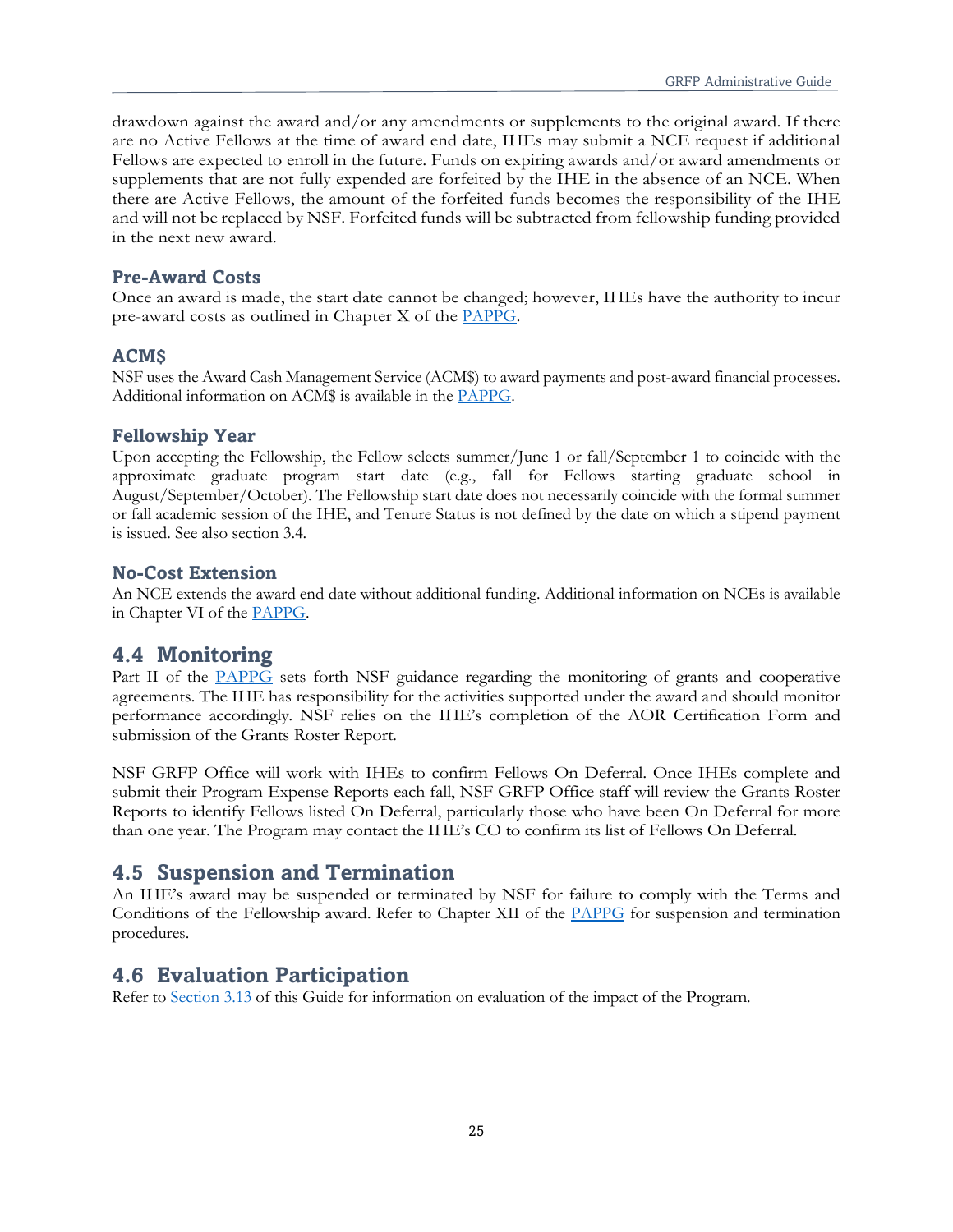drawdown against the award and/or any amendments or supplements to the original award. If there are no Active Fellows at the time of award end date, IHEs may submit a NCE request if additional Fellows are expected to enroll in the future. Funds on expiring awards and/or award amendments or supplements that are not fully expended are forfeited by the IHE in the absence of an NCE. When there are Active Fellows, the amount of the forfeited funds becomes the responsibility of the IHE and will not be replaced by NSF. Forfeited funds will be subtracted from fellowship funding provided in the next new award.

### Pre-Award Costs

Once an award is made, the start date cannot be changed; however, IHEs have the authority to incur pre-award costs as outlined in Chapter X of the PAPPG.

### ACM$

NSF uses the Award Cash Management Service (ACM$) to award payments and post-award financial processes. Additional information on ACM$ is available in the PAPPG.

### Fellowship Year

Upon accepting the Fellowship, the Fellow selects summer/June 1 or fall/September 1 to coincide with the approximate graduate program start date (e.g., fall for Fellows starting graduate school in August/September/October). The Fellowship start date does not necessarily coincide with the formal summer or fall academic session of the IHE, and Tenure Status is not defined by the date on which a stipend payment is issued. See also section 3.4.

### No-Cost Extension

An NCE extends the award end date without additional funding. Additional information on NCEs is available in Chapter VI of the PAPPG.

## 4.4 Monitoring

Part II of the PAPPG sets forth NSF guidance regarding the monitoring of grants and cooperative agreements. The IHE has responsibility for the activities supported under the award and should monitor performance accordingly. NSF relies on the IHE's completion of the AOR Certification Form and submission of the Grants Roster Report.

NSF GRFP Office will work with IHEs to confirm Fellows On Deferral. Once IHEs complete and submit their Program Expense Reports each fall, NSF GRFP Office staff will review the Grants Roster Reports to identify Fellows listed On Deferral, particularly those who have been On Deferral for more than one year. The Program may contact the IHE's CO to confirm its list of Fellows On Deferral.

## 4.5 Suspension and Termination

An IHE's award may be suspended or terminated by NSF for failure to comply with the Terms and Conditions of the Fellowship award. Refer to Chapter XII of the PAPPG for suspension and termination procedures.

## 4.6 Evaluation Participation

Refer to Section 3.13 of this Guide for information on evaluation of the impact of the Program.